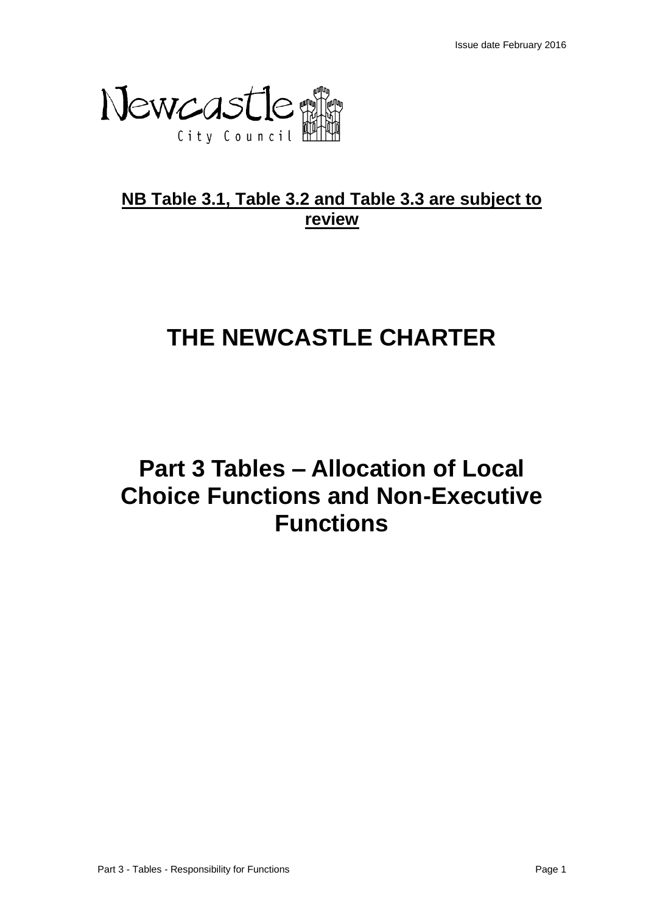Issue date February 2016

Newcastle City Council

**NB Table 3.1, Table 3.2 and Table 3.3 are subject to review**

# THE NEWCASTLE CHARTER

# Part 3 Tables – Allocation of Local Choice Functions and Non-Executive Functions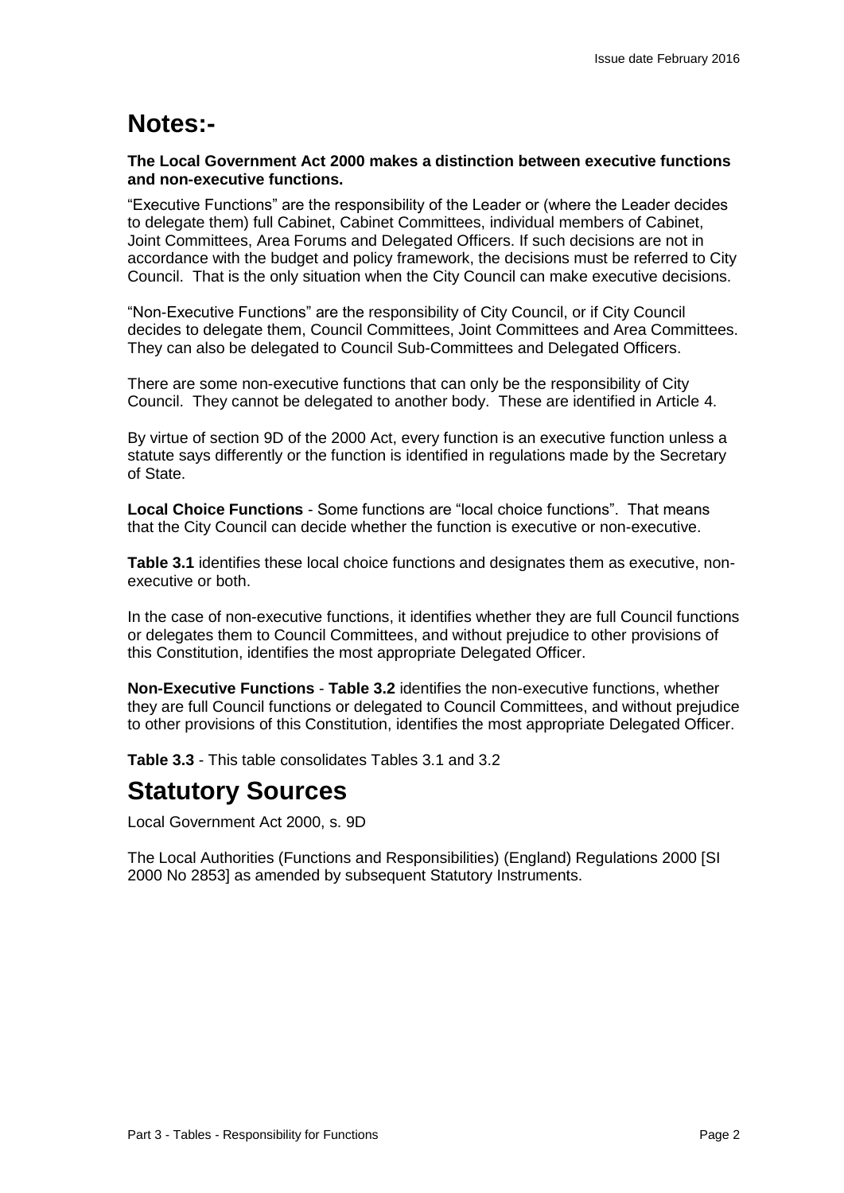# Notes:-

**The Local Government Act 2000 makes a distinction between executive functions and non-executive functions.**

"Executive Functions" are the responsibility of the Leader or (where the Leader decides to delegate them) full Cabinet, Cabinet Committees, individual members of Cabinet, Joint Committees, Area Forums and Delegated Officers. If such decisions are not in accordance with the budget and policy framework, the decisions must be referred to City Council. That is the only situation when the City Council can make executive decisions.

"Non-Executive Functions" are the responsibility of City Council, or if City Council decides to delegate them, Council Committees, Joint Committees and Area Committees. They can also be delegated to Council Sub-Committees and Delegated Officers.

There are some non-executive functions that can only be the responsibility of City Council. They cannot be delegated to another body. These are identified in Article 4.

By virtue of section 9D of the 2000 Act, every function is an executive function unless a statute says differently or the function is identified in regulations made by the Secretary of State.

**Local Choice Functions** - Some functions are "local choice functions". That means that the City Council can decide whether the function is executive or non-executive.

**Table 3.1** identifies these local choice functions and designates them as executive, non-executive or both.

In the case of non-executive functions, it identifies whether they are full Council functions or delegates them to Council Committees, and without prejudice to other provisions of this Constitution, identifies the most appropriate Delegated Officer.

**Non-Executive Functions** - **Table 3.2** identifies the non-executive functions, whether they are full Council functions or delegated to Council Committees, and without prejudice to other provisions of this Constitution, identifies the most appropriate Delegated Officer.

**Table 3.3** - This table consolidates Tables 3.1 and 3.2

# Statutory Sources

Local Government Act 2000, s. 9D

The Local Authorities (Functions and Responsibilities) (England) Regulations 2000 [SI 2000 No 2853] as amended by subsequent Statutory Instruments.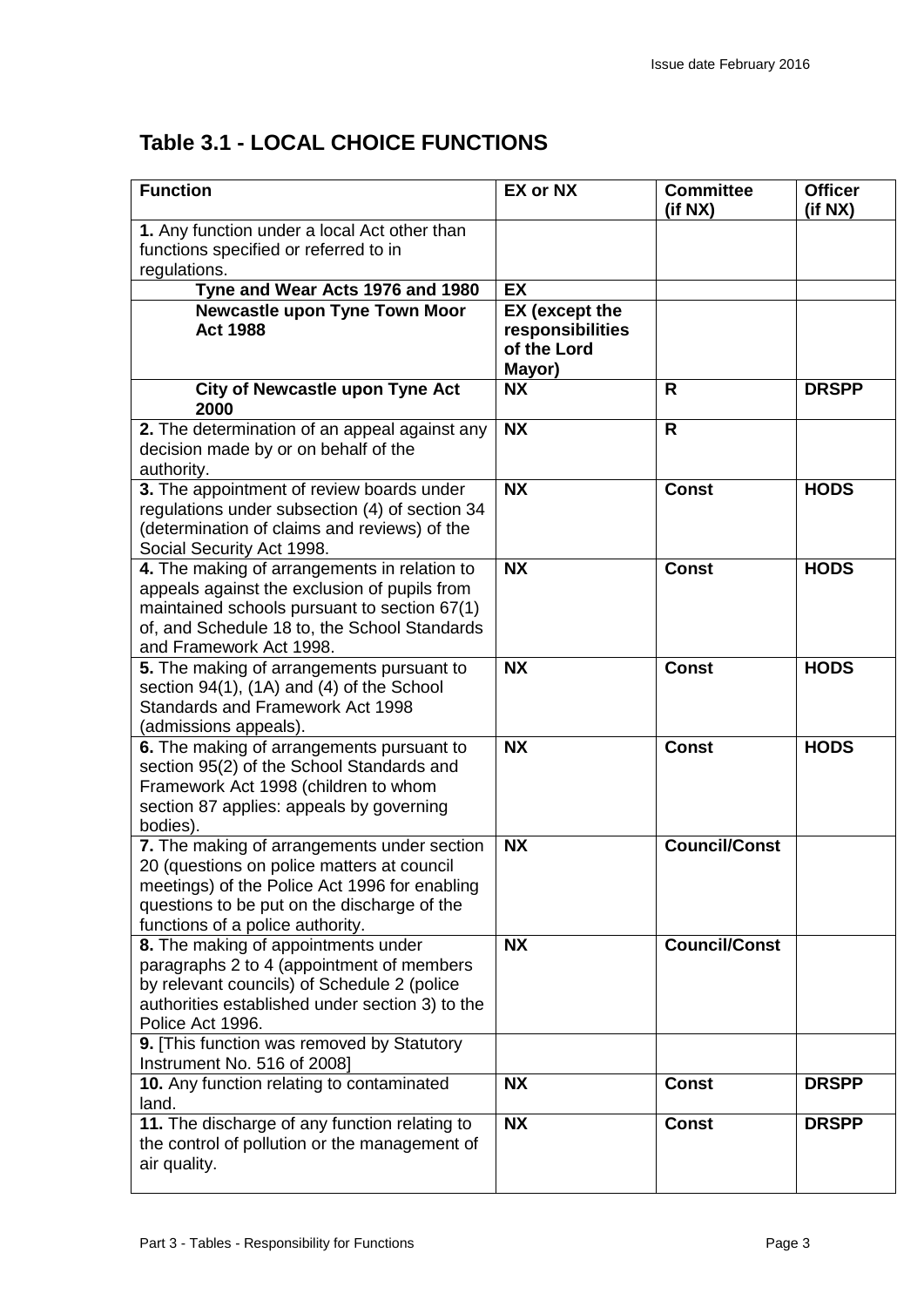## Table 3.1 - LOCAL CHOICE FUNCTIONS

| Function | EX or NX | Committee (if NX) | Officer (if NX) |
|---|---|---|---|
| **1.** Any function under a local Act other than functions specified or referred to in regulations. | | | |
| **Tyne and Wear Acts 1976 and 1980** | **EX** | | |
| **Newcastle upon Tyne Town Moor Act 1988** | **EX (except the responsibilities of the Lord Mayor)** | | |
| **City of Newcastle upon Tyne Act 2000** | **NX** | **R** | **DRSPP** |
| **2.** The determination of an appeal against any decision made by or on behalf of the authority. | **NX** | **R** | |
| **3.** The appointment of review boards under regulations under subsection (4) of section 34 (determination of claims and reviews) of the Social Security Act 1998. | **NX** | **Const** | **HODS** |
| **4.** The making of arrangements in relation to appeals against the exclusion of pupils from maintained schools pursuant to section 67(1) of, and Schedule 18 to, the School Standards and Framework Act 1998. | **NX** | **Const** | **HODS** |
| **5.** The making of arrangements pursuant to section 94(1), (1A) and (4) of the School Standards and Framework Act 1998 (admissions appeals). | **NX** | **Const** | **HODS** |
| **6.** The making of arrangements pursuant to section 95(2) of the School Standards and Framework Act 1998 (children to whom section 87 applies: appeals by governing bodies). | **NX** | **Const** | **HODS** |
| **7.** The making of arrangements under section 20 (questions on police matters at council meetings) of the Police Act 1996 for enabling questions to be put on the discharge of the functions of a police authority. | **NX** | **Council/Const** | |
| **8.** The making of appointments under paragraphs 2 to 4 (appointment of members by relevant councils) of Schedule 2 (police authorities established under section 3) to the Police Act 1996. | **NX** | **Council/Const** | |
| **9.** [This function was removed by Statutory Instrument No. 516 of 2008] | | | |
| **10.** Any function relating to contaminated land. | **NX** | **Const** | **DRSPP** |
| **11.** The discharge of any function relating to the control of pollution or the management of air quality. | **NX** | **Const** | **DRSPP** |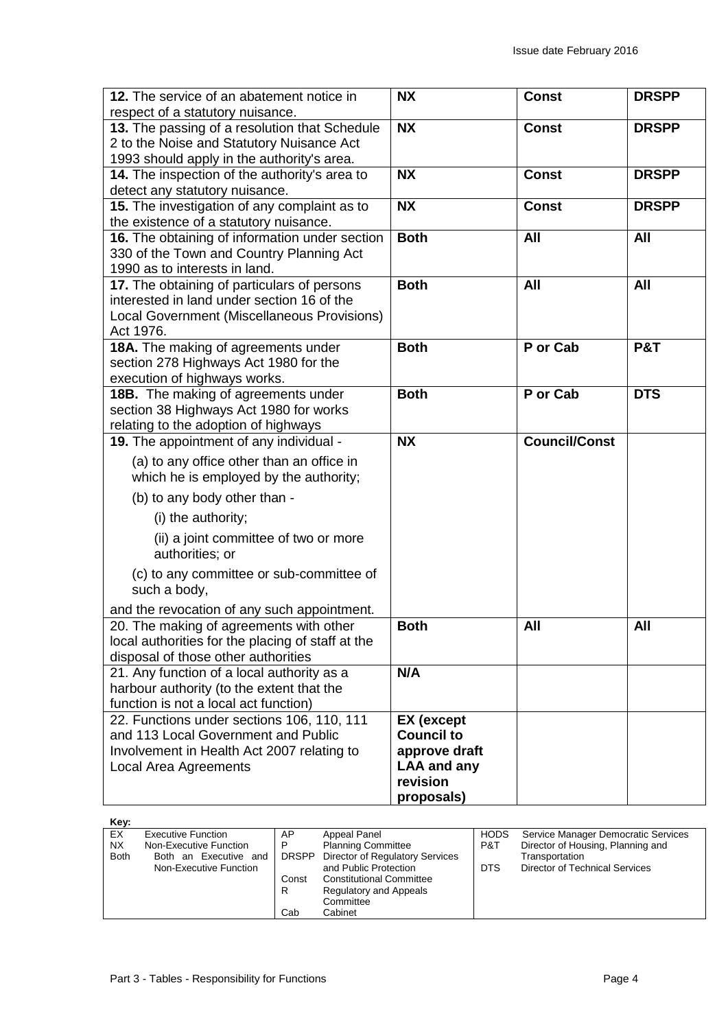| | | | |
|---|---|---|---|
| **12.** The service of an abatement notice in respect of a statutory nuisance. | **NX** | **Const** | **DRSPP** |
| **13.** The passing of a resolution that Schedule 2 to the Noise and Statutory Nuisance Act 1993 should apply in the authority's area. | **NX** | **Const** | **DRSPP** |
| **14.** The inspection of the authority's area to detect any statutory nuisance. | **NX** | **Const** | **DRSPP** |
| **15.** The investigation of any complaint as to the existence of a statutory nuisance. | **NX** | **Const** | **DRSPP** |
| **16.** The obtaining of information under section 330 of the Town and Country Planning Act 1990 as to interests in land. | **Both** | **All** | **All** |
| **17.** The obtaining of particulars of persons interested in land under section 16 of the Local Government (Miscellaneous Provisions) Act 1976. | **Both** | **All** | **All** |
| **18A.** The making of agreements under section 278 Highways Act 1980 for the execution of highways works. | **Both** | **P or Cab** | **P&T** |
| **18B.** The making of agreements under section 38 Highways Act 1980 for works relating to the adoption of highways | **Both** | **P or Cab** | **DTS** |
| **19.** The appointment of any individual -<br>(a) to any office other than an office in which he is employed by the authority;<br>(b) to any body other than -<br>(i) the authority;<br>(ii) a joint committee of two or more authorities; or<br>(c) to any committee or sub-committee of such a body,<br>and the revocation of any such appointment. | **NX** | **Council/Const** | |
| 20. The making of agreements with other local authorities for the placing of staff at the disposal of those other authorities | **Both** | **All** | **All** |
| 21. Any function of a local authority as a harbour authority (to the extent that the function is not a local act function) | **N/A** | | |
| 22. Functions under sections 106, 110, 111 and 113 Local Government and Public Involvement in Health Act 2007 relating to Local Area Agreements | **EX (except Council to approve draft LAA and any revision proposals)** | | |

**Key:**

| | | | | | |
|---|---|---|---|---|---|
| EX | Executive Function | AP | Appeal Panel | HODS | Service Manager Democratic Services |
| NX | Non-Executive Function | P | Planning Committee | P&T | Director of Housing, Planning and Transportation |
| Both | Both an Executive and Non-Executive Function | DRSPP | Director of Regulatory Services and Public Protection | DTS | Director of Technical Services |
| | | Const | Constitutional Committee | | |
| | | R | Regulatory and Appeals Committee | | |
| | | Cab | Cabinet | | |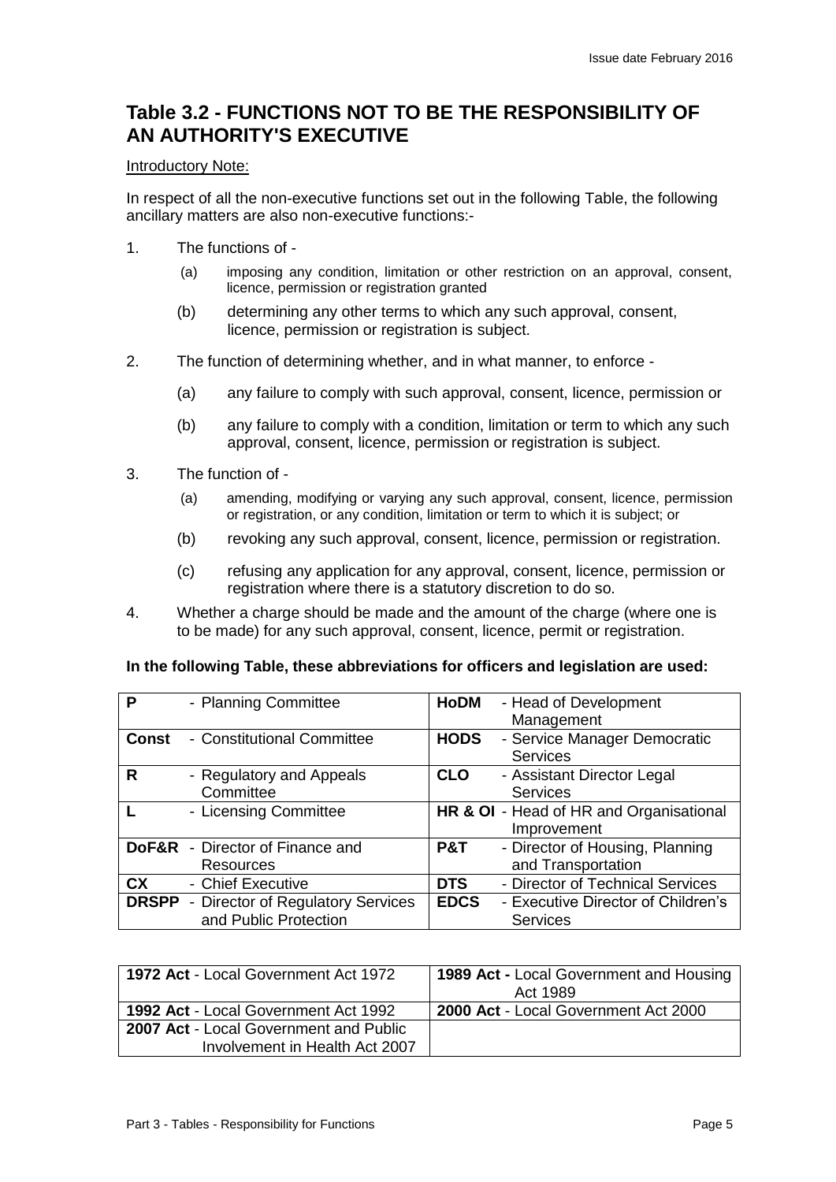# Table 3.2 - FUNCTIONS NOT TO BE THE RESPONSIBILITY OF AN AUTHORITY'S EXECUTIVE

Introductory Note:

In respect of all the non-executive functions set out in the following Table, the following ancillary matters are also non-executive functions:-

1. The functions of -
   (a) imposing any condition, limitation or other restriction on an approval, consent, licence, permission or registration granted
   (b) determining any other terms to which any such approval, consent, licence, permission or registration is subject.

2. The function of determining whether, and in what manner, to enforce -
   (a) any failure to comply with such approval, consent, licence, permission or
   (b) any failure to comply with a condition, limitation or term to which any such approval, consent, licence, permission or registration is subject.

3. The function of -
   (a) amending, modifying or varying any such approval, consent, licence, permission or registration, or any condition, limitation or term to which it is subject; or
   (b) revoking any such approval, consent, licence, permission or registration.
   (c) refusing any application for any approval, consent, licence, permission or registration where there is a statutory discretion to do so.

4. Whether a charge should be made and the amount of the charge (where one is to be made) for any such approval, consent, licence, permit or registration.

**In the following Table, these abbreviations for officers and legislation are used:**

| | | | |
|---|---|---|---|
| **P** | - Planning Committee | **HoDM** | - Head of Development Management |
| **Const** | - Constitutional Committee | **HODS** | - Service Manager Democratic Services |
| **R** | - Regulatory and Appeals Committee | **CLO** | - Assistant Director Legal Services |
| **L** | - Licensing Committee | **HR & OI** | - Head of HR and Organisational Improvement |
| **DoF&R** | - Director of Finance and Resources | **P&T** | - Director of Housing, Planning and Transportation |
| **CX** | - Chief Executive | **DTS** | - Director of Technical Services |
| **DRSPP** | - Director of Regulatory Services and Public Protection | **EDCS** | - Executive Director of Children's Services |

| | |
|---|---|
| **1972 Act** - Local Government Act 1972 | **1989 Act -** Local Government and Housing Act 1989 |
| **1992 Act** - Local Government Act 1992 | **2000 Act** - Local Government Act 2000 |
| **2007 Act** - Local Government and Public Involvement in Health Act 2007 | |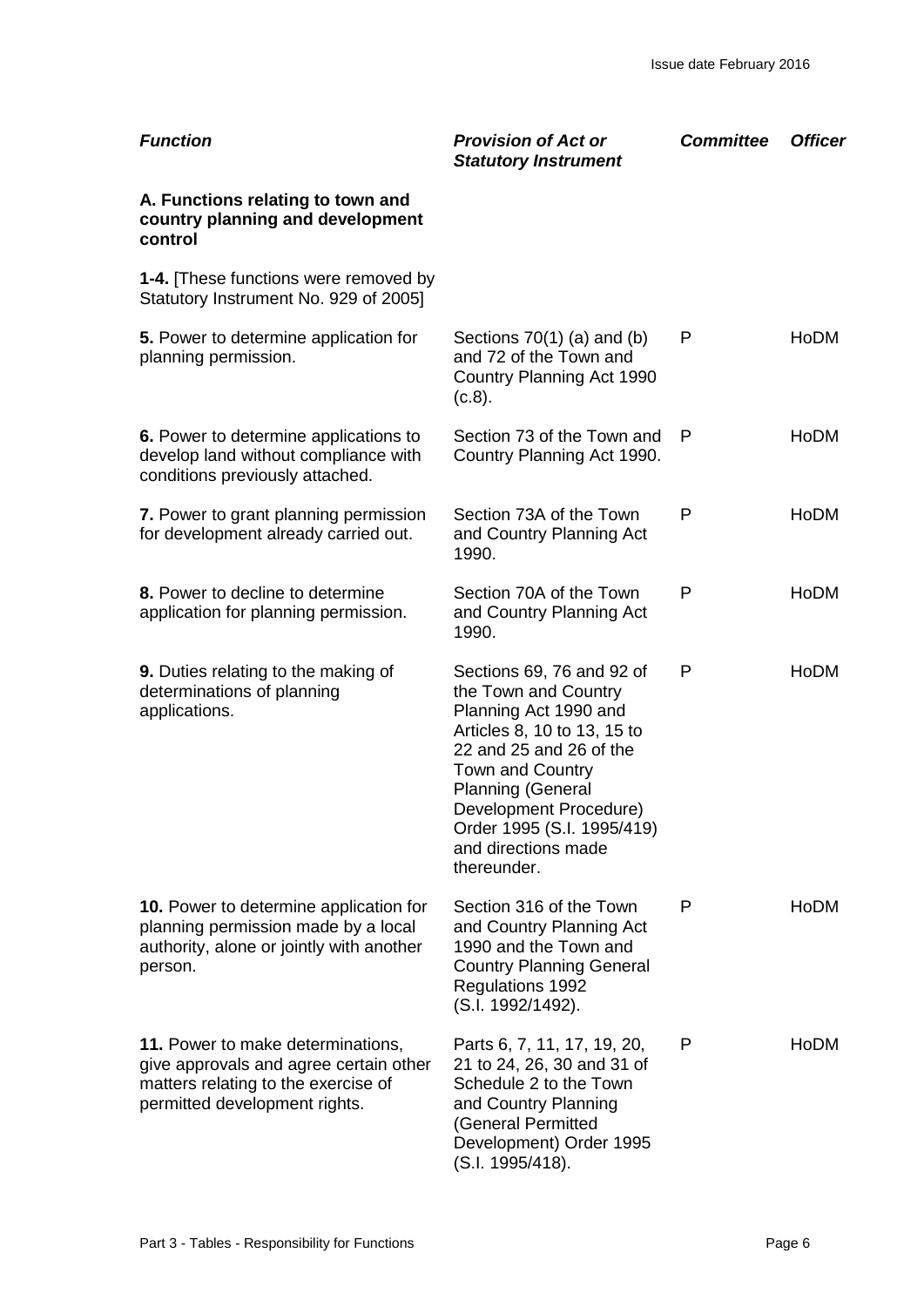| *Function* | *Provision of Act or Statutory Instrument* | *Committee* | *Officer* |
|---|---|---|---|
| **A. Functions relating to town and country planning and development control** | | | |
| **1-4.** [These functions were removed by Statutory Instrument No. 929 of 2005] | | | |
| **5.** Power to determine application for planning permission. | Sections 70(1) (a) and (b) and 72 of the Town and Country Planning Act 1990 (c.8). | P | HoDM |
| **6.** Power to determine applications to develop land without compliance with conditions previously attached. | Section 73 of the Town and Country Planning Act 1990. | P | HoDM |
| **7.** Power to grant planning permission for development already carried out. | Section 73A of the Town and Country Planning Act 1990. | P | HoDM |
| **8.** Power to decline to determine application for planning permission. | Section 70A of the Town and Country Planning Act 1990. | P | HoDM |
| **9.** Duties relating to the making of determinations of planning applications. | Sections 69, 76 and 92 of the Town and Country Planning Act 1990 and Articles 8, 10 to 13, 15 to 22 and 25 and 26 of the Town and Country Planning (General Development Procedure) Order 1995 (S.I. 1995/419) and directions made thereunder. | P | HoDM |
| **10.** Power to determine application for planning permission made by a local authority, alone or jointly with another person. | Section 316 of the Town and Country Planning Act 1990 and the Town and Country Planning General Regulations 1992 (S.I. 1992/1492). | P | HoDM |
| **11.** Power to make determinations, give approvals and agree certain other matters relating to the exercise of permitted development rights. | Parts 6, 7, 11, 17, 19, 20, 21 to 24, 26, 30 and 31 of Schedule 2 to the Town and Country Planning (General Permitted Development) Order 1995 (S.I. 1995/418). | P | HoDM |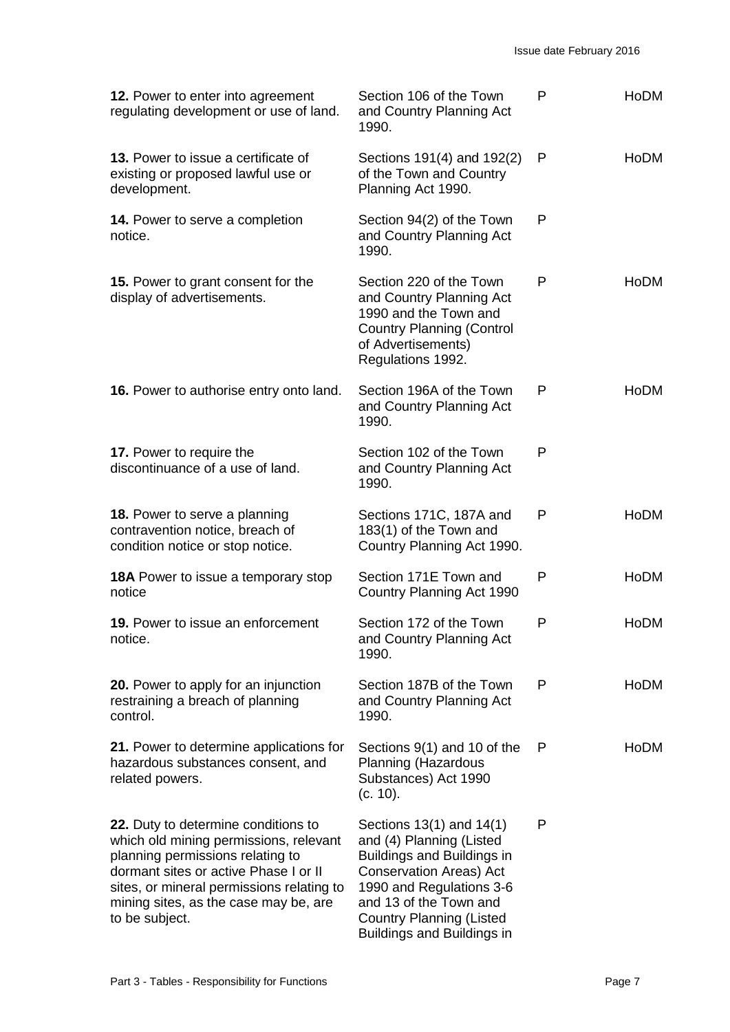| | | | |
|---|---|---|---|
| **12.** Power to enter into agreement regulating development or use of land. | Section 106 of the Town and Country Planning Act 1990. | P | HoDM |
| **13.** Power to issue a certificate of existing or proposed lawful use or development. | Sections 191(4) and 192(2) of the Town and Country Planning Act 1990. | P | HoDM |
| **14.** Power to serve a completion notice. | Section 94(2) of the Town and Country Planning Act 1990. | P | |
| **15.** Power to grant consent for the display of advertisements. | Section 220 of the Town and Country Planning Act 1990 and the Town and Country Planning (Control of Advertisements) Regulations 1992. | P | HoDM |
| **16.** Power to authorise entry onto land. | Section 196A of the Town and Country Planning Act 1990. | P | HoDM |
| **17.** Power to require the discontinuance of a use of land. | Section 102 of the Town and Country Planning Act 1990. | P | |
| **18.** Power to serve a planning contravention notice, breach of condition notice or stop notice. | Sections 171C, 187A and 183(1) of the Town and Country Planning Act 1990. | P | HoDM |
| **18A** Power to issue a temporary stop notice | Section 171E Town and Country Planning Act 1990 | P | HoDM |
| **19.** Power to issue an enforcement notice. | Section 172 of the Town and Country Planning Act 1990. | P | HoDM |
| **20.** Power to apply for an injunction restraining a breach of planning control. | Section 187B of the Town and Country Planning Act 1990. | P | HoDM |
| **21.** Power to determine applications for hazardous substances consent, and related powers. | Sections 9(1) and 10 of the Planning (Hazardous Substances) Act 1990 (c. 10). | P | HoDM |
| **22.** Duty to determine conditions to which old mining permissions, relevant planning permissions relating to dormant sites or active Phase I or II sites, or mineral permissions relating to mining sites, as the case may be, are to be subject. | Sections 13(1) and 14(1) and (4) Planning (Listed Buildings and Buildings in Conservation Areas) Act 1990 and Regulations 3-6 and 13 of the Town and Country Planning (Listed Buildings and Buildings in | P | |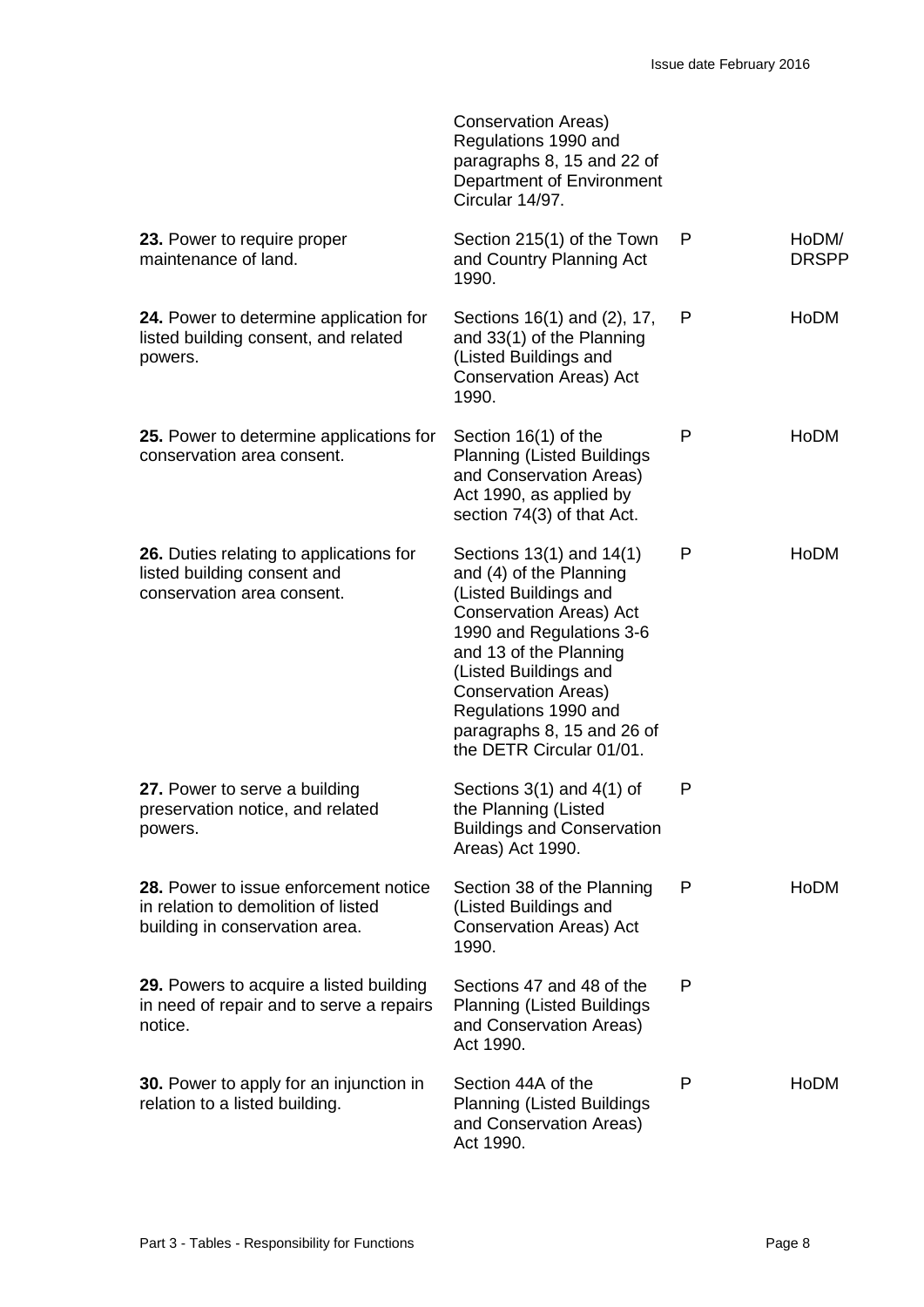| | | | |
|---|---|---|---|
| | Conservation Areas) Regulations 1990 and paragraphs 8, 15 and 22 of Department of Environment Circular 14/97. | | |
| **23.** Power to require proper maintenance of land. | Section 215(1) of the Town and Country Planning Act 1990. | P | HoDM/ DRSPP |
| **24.** Power to determine application for listed building consent, and related powers. | Sections 16(1) and (2), 17, and 33(1) of the Planning (Listed Buildings and Conservation Areas) Act 1990. | P | HoDM |
| **25.** Power to determine applications for conservation area consent. | Section 16(1) of the Planning (Listed Buildings and Conservation Areas) Act 1990, as applied by section 74(3) of that Act. | P | HoDM |
| **26.** Duties relating to applications for listed building consent and conservation area consent. | Sections 13(1) and 14(1) and (4) of the Planning (Listed Buildings and Conservation Areas) Act 1990 and Regulations 3-6 and 13 of the Planning (Listed Buildings and Conservation Areas) Regulations 1990 and paragraphs 8, 15 and 26 of the DETR Circular 01/01. | P | HoDM |
| **27.** Power to serve a building preservation notice, and related powers. | Sections 3(1) and 4(1) of the Planning (Listed Buildings and Conservation Areas) Act 1990. | P | |
| **28.** Power to issue enforcement notice in relation to demolition of listed building in conservation area. | Section 38 of the Planning (Listed Buildings and Conservation Areas) Act 1990. | P | HoDM |
| **29.** Powers to acquire a listed building in need of repair and to serve a repairs notice. | Sections 47 and 48 of the Planning (Listed Buildings and Conservation Areas) Act 1990. | P | |
| **30.** Power to apply for an injunction in relation to a listed building. | Section 44A of the Planning (Listed Buildings and Conservation Areas) Act 1990. | P | HoDM |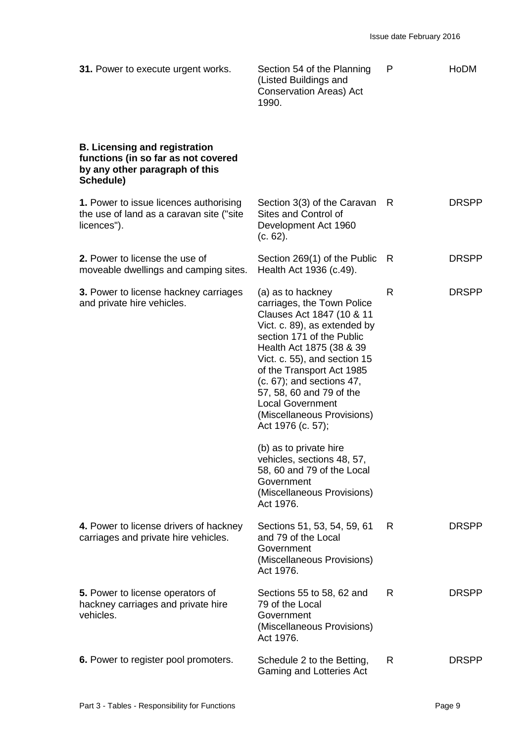| | | | |
|---|---|---|---|
| **31.** Power to execute urgent works. | Section 54 of the Planning (Listed Buildings and Conservation Areas) Act 1990. | P | HoDM |
| **B. Licensing and registration functions (in so far as not covered by any other paragraph of this Schedule)** | | | |
| **1.** Power to issue licences authorising the use of land as a caravan site ("site licences"). | Section 3(3) of the Caravan Sites and Control of Development Act 1960 (c. 62). | R | DRSPP |
| **2.** Power to license the use of moveable dwellings and camping sites. | Section 269(1) of the Public Health Act 1936 (c.49). | R | DRSPP |
| **3.** Power to license hackney carriages and private hire vehicles. | (a) as to hackney carriages, the Town Police Clauses Act 1847 (10 & 11 Vict. c. 89), as extended by section 171 of the Public Health Act 1875 (38 & 39 Vict. c. 55), and section 15 of the Transport Act 1985 (c. 67); and sections 47, 57, 58, 60 and 79 of the Local Government (Miscellaneous Provisions) Act 1976 (c. 57);<br><br>(b) as to private hire vehicles, sections 48, 57, 58, 60 and 79 of the Local Government (Miscellaneous Provisions) Act 1976. | R | DRSPP |
| **4.** Power to license drivers of hackney carriages and private hire vehicles. | Sections 51, 53, 54, 59, 61 and 79 of the Local Government (Miscellaneous Provisions) Act 1976. | R | DRSPP |
| **5.** Power to license operators of hackney carriages and private hire vehicles. | Sections 55 to 58, 62 and 79 of the Local Government (Miscellaneous Provisions) Act 1976. | R | DRSPP |
| **6.** Power to register pool promoters. | Schedule 2 to the Betting, Gaming and Lotteries Act | R | DRSPP |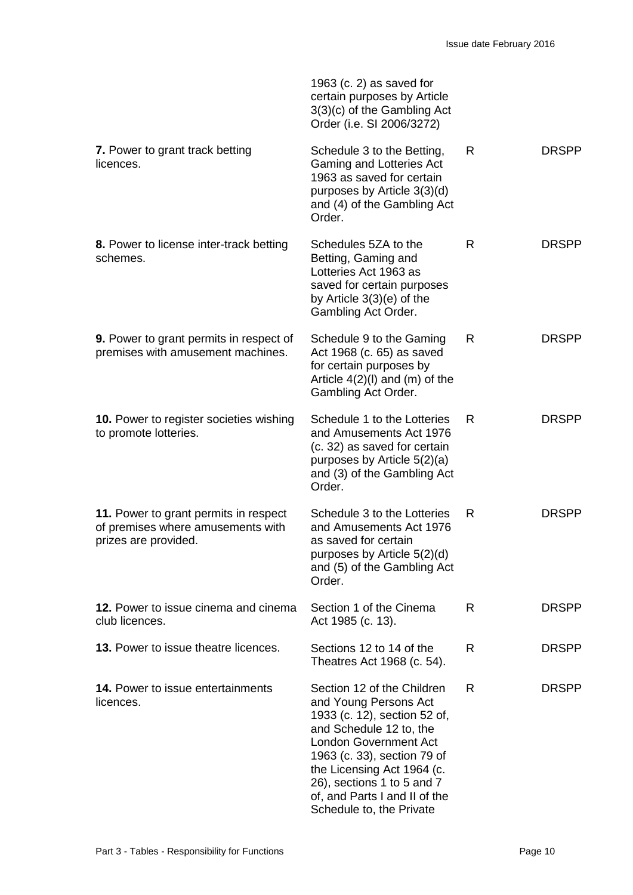| | | | |
|---|---|---|---|
| | 1963 (c. 2) as saved for certain purposes by Article 3(3)(c) of the Gambling Act Order (i.e. SI 2006/3272) | | |
| **7.** Power to grant track betting licences. | Schedule 3 to the Betting, Gaming and Lotteries Act 1963 as saved for certain purposes by Article 3(3)(d) and (4) of the Gambling Act Order. | R | DRSPP |
| **8.** Power to license inter-track betting schemes. | Schedules 5ZA to the Betting, Gaming and Lotteries Act 1963 as saved for certain purposes by Article 3(3)(e) of the Gambling Act Order. | R | DRSPP |
| **9.** Power to grant permits in respect of premises with amusement machines. | Schedule 9 to the Gaming Act 1968 (c. 65) as saved for certain purposes by Article 4(2)(l) and (m) of the Gambling Act Order. | R | DRSPP |
| **10.** Power to register societies wishing to promote lotteries. | Schedule 1 to the Lotteries and Amusements Act 1976 (c. 32) as saved for certain purposes by Article 5(2)(a) and (3) of the Gambling Act Order. | R | DRSPP |
| **11.** Power to grant permits in respect of premises where amusements with prizes are provided. | Schedule 3 to the Lotteries and Amusements Act 1976 as saved for certain purposes by Article 5(2)(d) and (5) of the Gambling Act Order. | R | DRSPP |
| **12.** Power to issue cinema and cinema club licences. | Section 1 of the Cinema Act 1985 (c. 13). | R | DRSPP |
| **13.** Power to issue theatre licences. | Sections 12 to 14 of the Theatres Act 1968 (c. 54). | R | DRSPP |
| **14.** Power to issue entertainments licences. | Section 12 of the Children and Young Persons Act 1933 (c. 12), section 52 of, and Schedule 12 to, the London Government Act 1963 (c. 33), section 79 of the Licensing Act 1964 (c. 26), sections 1 to 5 and 7 of, and Parts I and II of the Schedule to, the Private | R | DRSPP |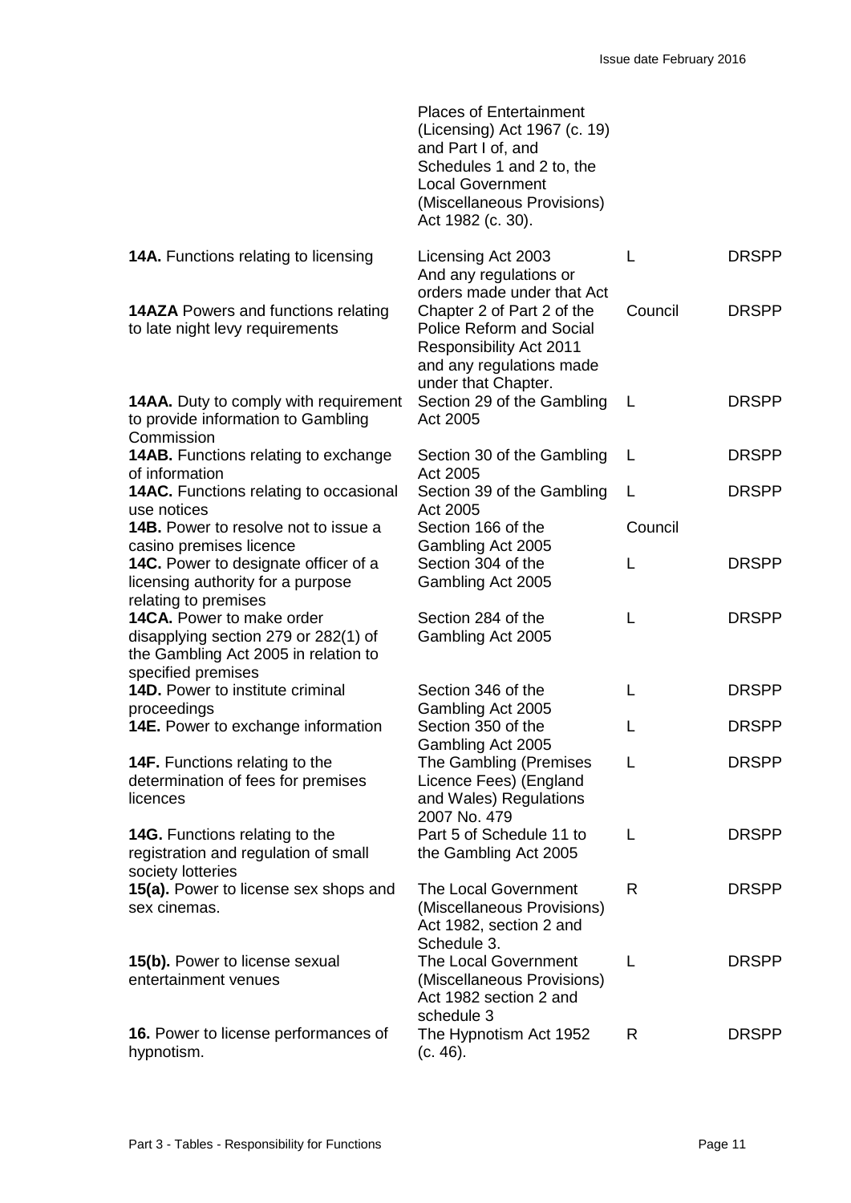| | | | |
|---|---|---|---|
| | Places of Entertainment (Licensing) Act 1967 (c. 19) and Part I of, and Schedules 1 and 2 to, the Local Government (Miscellaneous Provisions) Act 1982 (c. 30). | | |
| **14A.** Functions relating to licensing | Licensing Act 2003 And any regulations or orders made under that Act | L | DRSPP |
| **14AZA** Powers and functions relating to late night levy requirements | Chapter 2 of Part 2 of the Police Reform and Social Responsibility Act 2011 and any regulations made under that Chapter. | Council | DRSPP |
| **14AA.** Duty to comply with requirement to provide information to Gambling Commission | Section 29 of the Gambling Act 2005 | L | DRSPP |
| **14AB.** Functions relating to exchange of information | Section 30 of the Gambling Act 2005 | L | DRSPP |
| **14AC.** Functions relating to occasional use notices | Section 39 of the Gambling Act 2005 | L | DRSPP |
| **14B.** Power to resolve not to issue a casino premises licence | Section 166 of the Gambling Act 2005 | Council | |
| **14C.** Power to designate officer of a licensing authority for a purpose relating to premises | Section 304 of the Gambling Act 2005 | L | DRSPP |
| **14CA.** Power to make order disapplying section 279 or 282(1) of the Gambling Act 2005 in relation to specified premises | Section 284 of the Gambling Act 2005 | L | DRSPP |
| **14D.** Power to institute criminal proceedings | Section 346 of the Gambling Act 2005 | L | DRSPP |
| **14E.** Power to exchange information | Section 350 of the Gambling Act 2005 | L | DRSPP |
| **14F.** Functions relating to the determination of fees for premises licences | The Gambling (Premises Licence Fees) (England and Wales) Regulations 2007 No. 479 | L | DRSPP |
| **14G.** Functions relating to the registration and regulation of small society lotteries | Part 5 of Schedule 11 to the Gambling Act 2005 | L | DRSPP |
| **15(a).** Power to license sex shops and sex cinemas. | The Local Government (Miscellaneous Provisions) Act 1982, section 2 and Schedule 3. | R | DRSPP |
| **15(b).** Power to license sexual entertainment venues | The Local Government (Miscellaneous Provisions) Act 1982 section 2 and schedule 3 | L | DRSPP |
| **16.** Power to license performances of hypnotism. | The Hypnotism Act 1952 (c. 46). | R | DRSPP |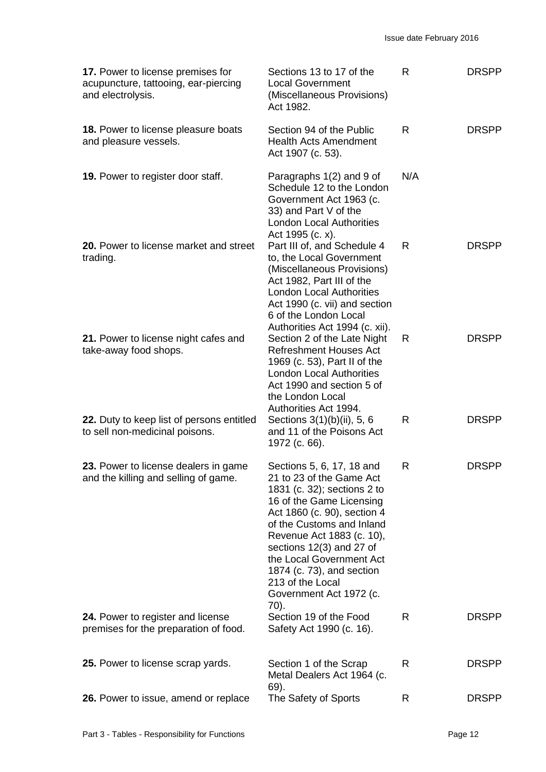| | | | |
|---|---|---|---|
| **17.** Power to license premises for acupuncture, tattooing, ear-piercing and electrolysis. | Sections 13 to 17 of the Local Government (Miscellaneous Provisions) Act 1982. | R | DRSPP |
| **18.** Power to license pleasure boats and pleasure vessels. | Section 94 of the Public Health Acts Amendment Act 1907 (c. 53). | R | DRSPP |
| **19.** Power to register door staff. | Paragraphs 1(2) and 9 of Schedule 12 to the London Government Act 1963 (c. 33) and Part V of the London Local Authorities Act 1995 (c. x). | N/A | |
| **20.** Power to license market and street trading. | Part III of, and Schedule 4 to, the Local Government (Miscellaneous Provisions) Act 1982, Part III of the London Local Authorities Act 1990 (c. vii) and section 6 of the London Local Authorities Act 1994 (c. xii). | R | DRSPP |
| **21.** Power to license night cafes and take-away food shops. | Section 2 of the Late Night Refreshment Houses Act 1969 (c. 53), Part II of the London Local Authorities Act 1990 and section 5 of the London Local Authorities Act 1994. | R | DRSPP |
| **22.** Duty to keep list of persons entitled to sell non-medicinal poisons. | Sections 3(1)(b)(ii), 5, 6 and 11 of the Poisons Act 1972 (c. 66). | R | DRSPP |
| **23.** Power to license dealers in game and the killing and selling of game. | Sections 5, 6, 17, 18 and 21 to 23 of the Game Act 1831 (c. 32); sections 2 to 16 of the Game Licensing Act 1860 (c. 90), section 4 of the Customs and Inland Revenue Act 1883 (c. 10), sections 12(3) and 27 of the Local Government Act 1874 (c. 73), and section 213 of the Local Government Act 1972 (c. 70). | R | DRSPP |
| **24.** Power to register and license premises for the preparation of food. | Section 19 of the Food Safety Act 1990 (c. 16). | R | DRSPP |
| **25.** Power to license scrap yards. | Section 1 of the Scrap Metal Dealers Act 1964 (c. 69). | R | DRSPP |
| **26.** Power to issue, amend or replace | The Safety of Sports | R | DRSPP |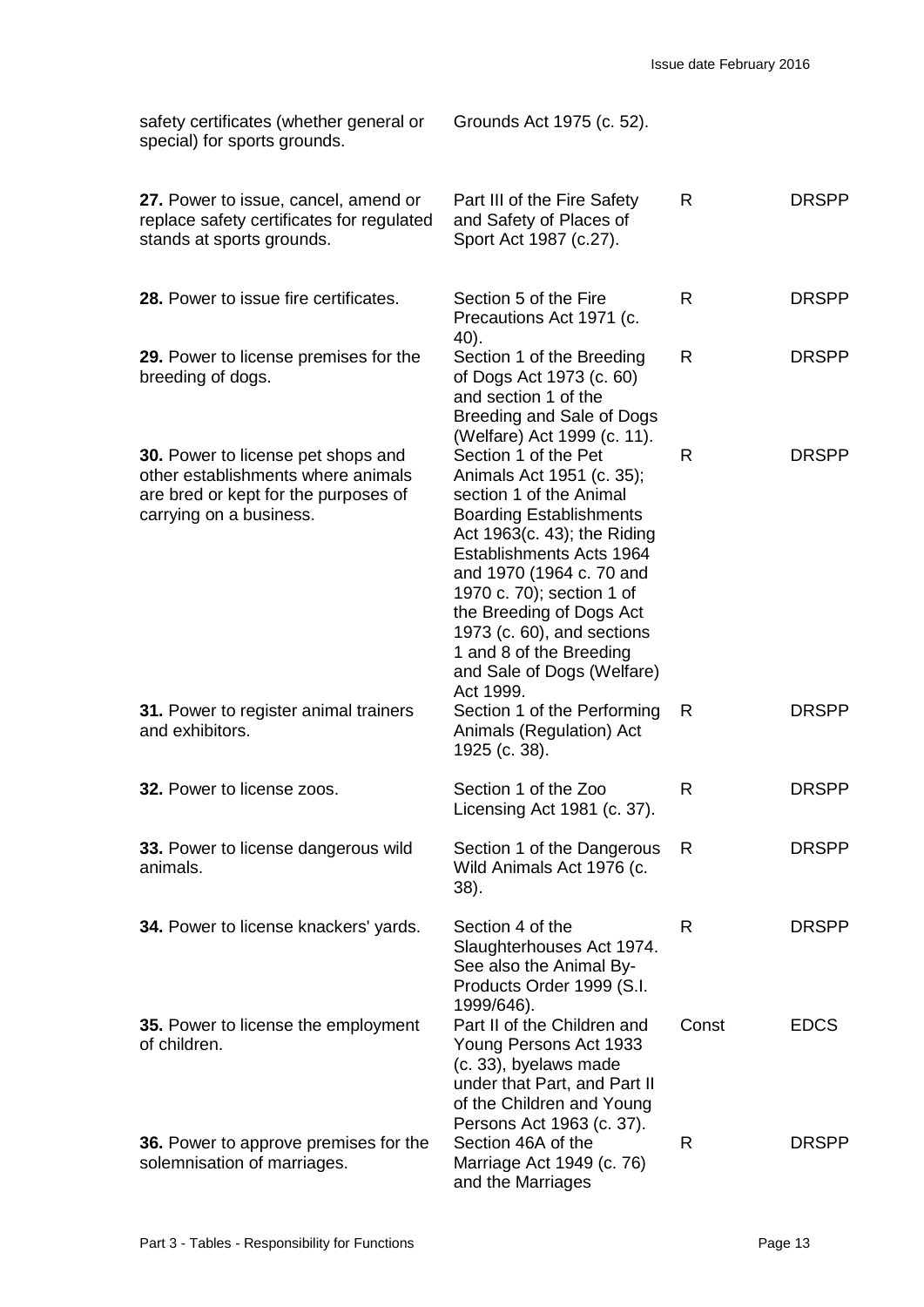| | | | |
|---|---|---|---|
| safety certificates (whether general or special) for sports grounds. | Grounds Act 1975 (c. 52). | | |
| **27.** Power to issue, cancel, amend or replace safety certificates for regulated stands at sports grounds. | Part III of the Fire Safety and Safety of Places of Sport Act 1987 (c.27). | R | DRSPP |
| **28.** Power to issue fire certificates. | Section 5 of the Fire Precautions Act 1971 (c. 40). | R | DRSPP |
| **29.** Power to license premises for the breeding of dogs. | Section 1 of the Breeding of Dogs Act 1973 (c. 60) and section 1 of the Breeding and Sale of Dogs (Welfare) Act 1999 (c. 11). | R | DRSPP |
| **30.** Power to license pet shops and other establishments where animals are bred or kept for the purposes of carrying on a business. | Section 1 of the Pet Animals Act 1951 (c. 35); section 1 of the Animal Boarding Establishments Act 1963(c. 43); the Riding Establishments Acts 1964 and 1970 (1964 c. 70 and 1970 c. 70); section 1 of the Breeding of Dogs Act 1973 (c. 60), and sections 1 and 8 of the Breeding and Sale of Dogs (Welfare) Act 1999. | R | DRSPP |
| **31.** Power to register animal trainers and exhibitors. | Section 1 of the Performing Animals (Regulation) Act 1925 (c. 38). | R | DRSPP |
| **32.** Power to license zoos. | Section 1 of the Zoo Licensing Act 1981 (c. 37). | R | DRSPP |
| **33.** Power to license dangerous wild animals. | Section 1 of the Dangerous Wild Animals Act 1976 (c. 38). | R | DRSPP |
| **34.** Power to license knackers' yards. | Section 4 of the Slaughterhouses Act 1974. See also the Animal By-Products Order 1999 (S.I. 1999/646). | R | DRSPP |
| **35.** Power to license the employment of children. | Part II of the Children and Young Persons Act 1933 (c. 33), byelaws made under that Part, and Part II of the Children and Young Persons Act 1963 (c. 37). | Const | EDCS |
| **36.** Power to approve premises for the solemnisation of marriages. | Section 46A of the Marriage Act 1949 (c. 76) and the Marriages | R | DRSPP |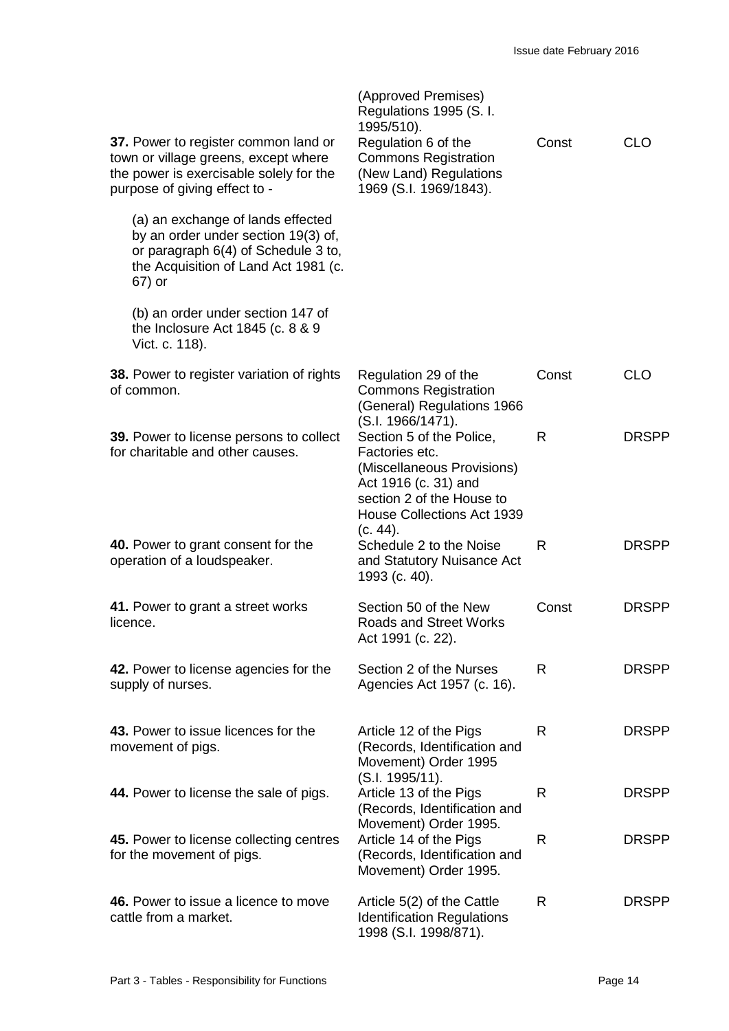| | | | |
|---|---|---|---|
| | (Approved Premises) Regulations 1995 (S. I. 1995/510). | | |
| **37.** Power to register common land or town or village greens, except where the power is exercisable solely for the purpose of giving effect to - (a) an exchange of lands effected by an order under section 19(3) of, or paragraph 6(4) of Schedule 3 to, the Acquisition of Land Act 1981 (c. 67) or (b) an order under section 147 of the Inclosure Act 1845 (c. 8 & 9 Vict. c. 118). | Regulation 6 of the Commons Registration (New Land) Regulations 1969 (S.I. 1969/1843). | Const | CLO |
| **38.** Power to register variation of rights of common. | Regulation 29 of the Commons Registration (General) Regulations 1966 (S.I. 1966/1471). | Const | CLO |
| **39.** Power to license persons to collect for charitable and other causes. | Section 5 of the Police, Factories etc. (Miscellaneous Provisions) Act 1916 (c. 31) and section 2 of the House to House Collections Act 1939 (c. 44). | R | DRSPP |
| **40.** Power to grant consent for the operation of a loudspeaker. | Schedule 2 to the Noise and Statutory Nuisance Act 1993 (c. 40). | R | DRSPP |
| **41.** Power to grant a street works licence. | Section 50 of the New Roads and Street Works Act 1991 (c. 22). | Const | DRSPP |
| **42.** Power to license agencies for the supply of nurses. | Section 2 of the Nurses Agencies Act 1957 (c. 16). | R | DRSPP |
| **43.** Power to issue licences for the movement of pigs. | Article 12 of the Pigs (Records, Identification and Movement) Order 1995 (S.I. 1995/11). | R | DRSPP |
| **44.** Power to license the sale of pigs. | Article 13 of the Pigs (Records, Identification and Movement) Order 1995. | R | DRSPP |
| **45.** Power to license collecting centres for the movement of pigs. | Article 14 of the Pigs (Records, Identification and Movement) Order 1995. | R | DRSPP |
| **46.** Power to issue a licence to move cattle from a market. | Article 5(2) of the Cattle Identification Regulations 1998 (S.I. 1998/871). | R | DRSPP |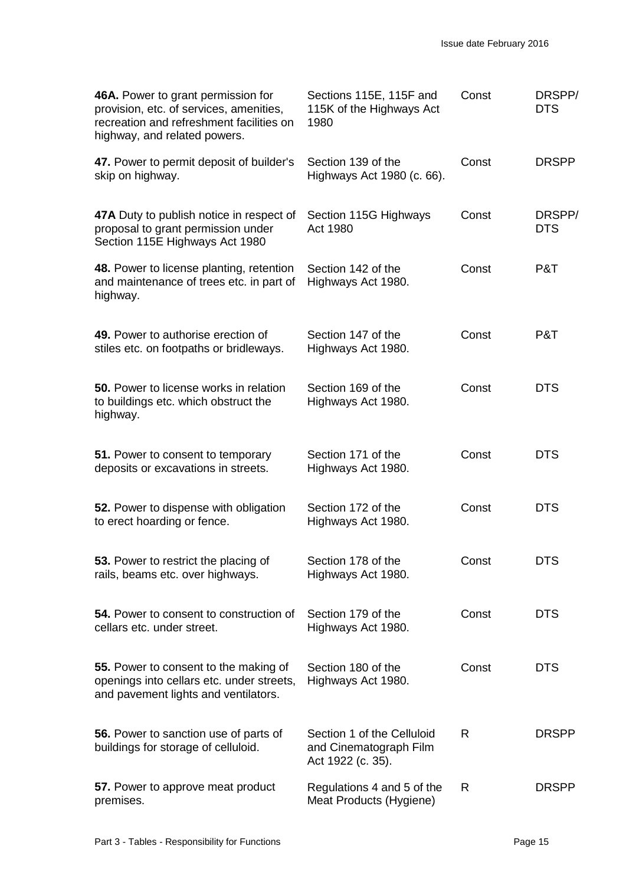| | | | |
|---|---|---|---|
| **46A.** Power to grant permission for provision, etc. of services, amenities, recreation and refreshment facilities on highway, and related powers. | Sections 115E, 115F and 115K of the Highways Act 1980 | Const | DRSPP/ DTS |
| **47.** Power to permit deposit of builder's skip on highway. | Section 139 of the Highways Act 1980 (c. 66). | Const | DRSPP |
| **47A** Duty to publish notice in respect of proposal to grant permission under Section 115E Highways Act 1980 | Section 115G Highways Act 1980 | Const | DRSPP/ DTS |
| **48.** Power to license planting, retention and maintenance of trees etc. in part of highway. | Section 142 of the Highways Act 1980. | Const | P&T |
| **49.** Power to authorise erection of stiles etc. on footpaths or bridleways. | Section 147 of the Highways Act 1980. | Const | P&T |
| **50.** Power to license works in relation to buildings etc. which obstruct the highway. | Section 169 of the Highways Act 1980. | Const | DTS |
| **51.** Power to consent to temporary deposits or excavations in streets. | Section 171 of the Highways Act 1980. | Const | DTS |
| **52.** Power to dispense with obligation to erect hoarding or fence. | Section 172 of the Highways Act 1980. | Const | DTS |
| **53.** Power to restrict the placing of rails, beams etc. over highways. | Section 178 of the Highways Act 1980. | Const | DTS |
| **54.** Power to consent to construction of cellars etc. under street. | Section 179 of the Highways Act 1980. | Const | DTS |
| **55.** Power to consent to the making of openings into cellars etc. under streets, and pavement lights and ventilators. | Section 180 of the Highways Act 1980. | Const | DTS |
| **56.** Power to sanction use of parts of buildings for storage of celluloid. | Section 1 of the Celluloid and Cinematograph Film Act 1922 (c. 35). | R | DRSPP |
| **57.** Power to approve meat product premises. | Regulations 4 and 5 of the Meat Products (Hygiene) | R | DRSPP |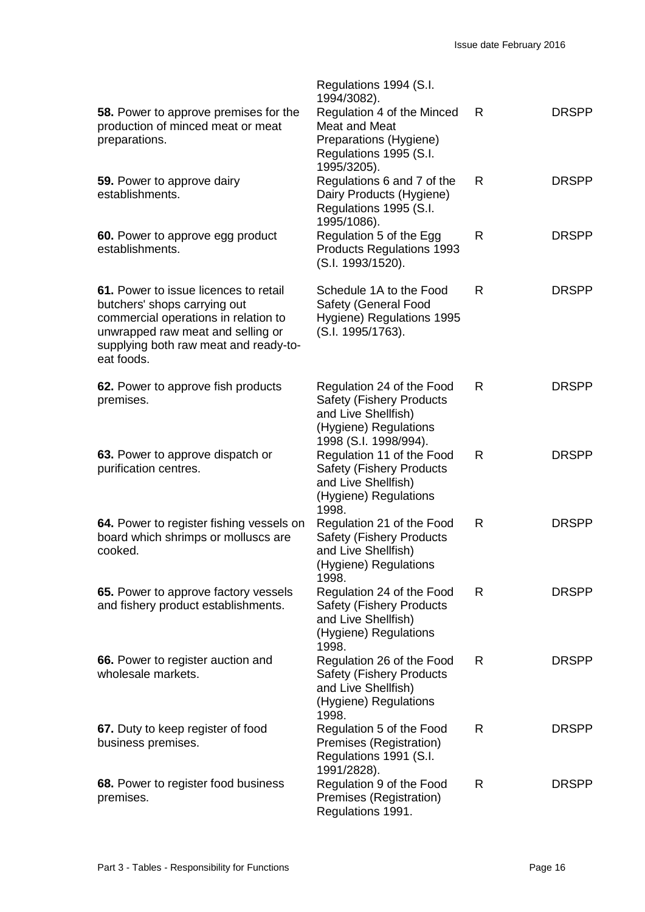| | | | |
|---|---|---|---|
| | Regulations 1994 (S.I. 1994/3082). | | |
| **58.** Power to approve premises for the production of minced meat or meat preparations. | Regulation 4 of the Minced Meat and Meat Preparations (Hygiene) Regulations 1995 (S.I. 1995/3205). | R | DRSPP |
| **59.** Power to approve dairy establishments. | Regulations 6 and 7 of the Dairy Products (Hygiene) Regulations 1995 (S.I. 1995/1086). | R | DRSPP |
| **60.** Power to approve egg product establishments. | Regulation 5 of the Egg Products Regulations 1993 (S.I. 1993/1520). | R | DRSPP |
| **61.** Power to issue licences to retail butchers' shops carrying out commercial operations in relation to unwrapped raw meat and selling or supplying both raw meat and ready-to-eat foods. | Schedule 1A to the Food Safety (General Food Hygiene) Regulations 1995 (S.I. 1995/1763). | R | DRSPP |
| **62.** Power to approve fish products premises. | Regulation 24 of the Food Safety (Fishery Products and Live Shellfish) (Hygiene) Regulations 1998 (S.I. 1998/994). | R | DRSPP |
| **63.** Power to approve dispatch or purification centres. | Regulation 11 of the Food Safety (Fishery Products and Live Shellfish) (Hygiene) Regulations 1998. | R | DRSPP |
| **64.** Power to register fishing vessels on board which shrimps or molluscs are cooked. | Regulation 21 of the Food Safety (Fishery Products and Live Shellfish) (Hygiene) Regulations 1998. | R | DRSPP |
| **65.** Power to approve factory vessels and fishery product establishments. | Regulation 24 of the Food Safety (Fishery Products and Live Shellfish) (Hygiene) Regulations 1998. | R | DRSPP |
| **66.** Power to register auction and wholesale markets. | Regulation 26 of the Food Safety (Fishery Products and Live Shellfish) (Hygiene) Regulations 1998. | R | DRSPP |
| **67.** Duty to keep register of food business premises. | Regulation 5 of the Food Premises (Registration) Regulations 1991 (S.I. 1991/2828). | R | DRSPP |
| **68.** Power to register food business premises. | Regulation 9 of the Food Premises (Registration) Regulations 1991. | R | DRSPP |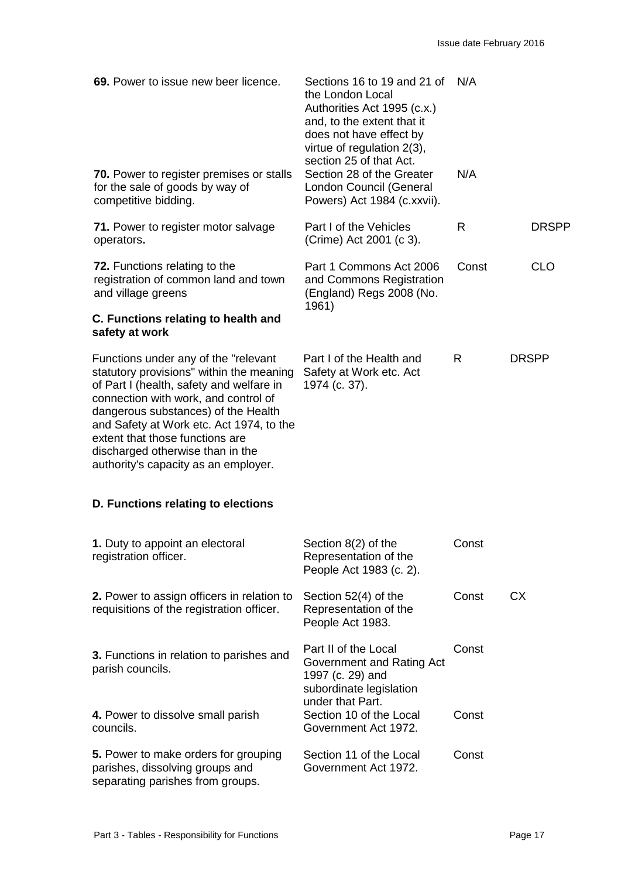| | | | |
|---|---|---|---|
| **69.** Power to issue new beer licence. | Sections 16 to 19 and 21 of the London Local Authorities Act 1995 (c.x.) and, to the extent that it does not have effect by virtue of regulation 2(3), section 25 of that Act. | N/A | |
| **70.** Power to register premises or stalls for the sale of goods by way of competitive bidding. | Section 28 of the Greater London Council (General Powers) Act 1984 (c.xxvii). | N/A | |
| **71.** Power to register motor salvage operators**.** | Part I of the Vehicles (Crime) Act 2001 (c 3). | R | DRSPP |
| **72.** Functions relating to the registration of common land and town and village greens | Part 1 Commons Act 2006 and Commons Registration (England) Regs 2008 (No. 1961) | Const | CLO |

**C. Functions relating to health and safety at work**

| | | | |
|---|---|---|---|
| Functions under any of the "relevant statutory provisions" within the meaning of Part I (health, safety and welfare in connection with work, and control of dangerous substances) of the Health and Safety at Work etc. Act 1974, to the extent that those functions are discharged otherwise than in the authority's capacity as an employer. | Part I of the Health and Safety at Work etc. Act 1974 (c. 37). | R | DRSPP |

**D. Functions relating to elections**

| | | | |
|---|---|---|---|
| **1.** Duty to appoint an electoral registration officer. | Section 8(2) of the Representation of the People Act 1983 (c. 2). | Const | |
| **2.** Power to assign officers in relation to requisitions of the registration officer. | Section 52(4) of the Representation of the People Act 1983. | Const | CX |
| **3.** Functions in relation to parishes and parish councils. | Part II of the Local Government and Rating Act 1997 (c. 29) and subordinate legislation under that Part. | Const | |
| **4.** Power to dissolve small parish councils. | Section 10 of the Local Government Act 1972. | Const | |
| **5.** Power to make orders for grouping parishes, dissolving groups and separating parishes from groups. | Section 11 of the Local Government Act 1972. | Const | |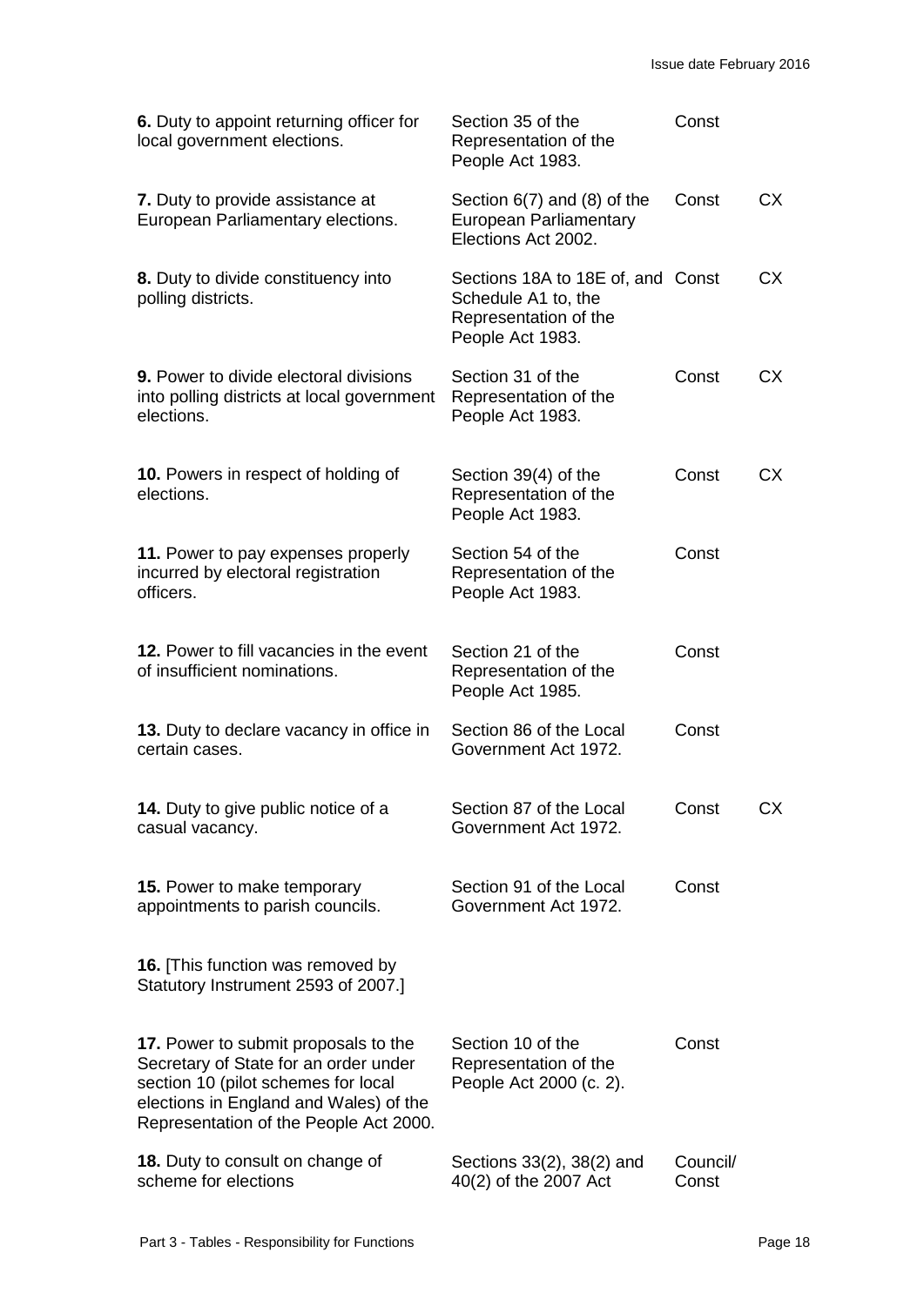| | | | |
|---|---|---|---|
| **6.** Duty to appoint returning officer for local government elections. | Section 35 of the Representation of the People Act 1983. | Const | |
| **7.** Duty to provide assistance at European Parliamentary elections. | Section 6(7) and (8) of the European Parliamentary Elections Act 2002. | Const | CX |
| **8.** Duty to divide constituency into polling districts. | Sections 18A to 18E of, and Schedule A1 to, the Representation of the People Act 1983. | Const | CX |
| **9.** Power to divide electoral divisions into polling districts at local government elections. | Section 31 of the Representation of the People Act 1983. | Const | CX |
| **10.** Powers in respect of holding of elections. | Section 39(4) of the Representation of the People Act 1983. | Const | CX |
| **11.** Power to pay expenses properly incurred by electoral registration officers. | Section 54 of the Representation of the People Act 1983. | Const | |
| **12.** Power to fill vacancies in the event of insufficient nominations. | Section 21 of the Representation of the People Act 1985. | Const | |
| **13.** Duty to declare vacancy in office in certain cases. | Section 86 of the Local Government Act 1972. | Const | |
| **14.** Duty to give public notice of a casual vacancy. | Section 87 of the Local Government Act 1972. | Const | CX |
| **15.** Power to make temporary appointments to parish councils. | Section 91 of the Local Government Act 1972. | Const | |
| **16.** [This function was removed by Statutory Instrument 2593 of 2007.] | | | |
| **17.** Power to submit proposals to the Secretary of State for an order under section 10 (pilot schemes for local elections in England and Wales) of the Representation of the People Act 2000. | Section 10 of the Representation of the People Act 2000 (c. 2). | Const | |
| **18.** Duty to consult on change of scheme for elections | Sections 33(2), 38(2) and 40(2) of the 2007 Act | Council/ Const | |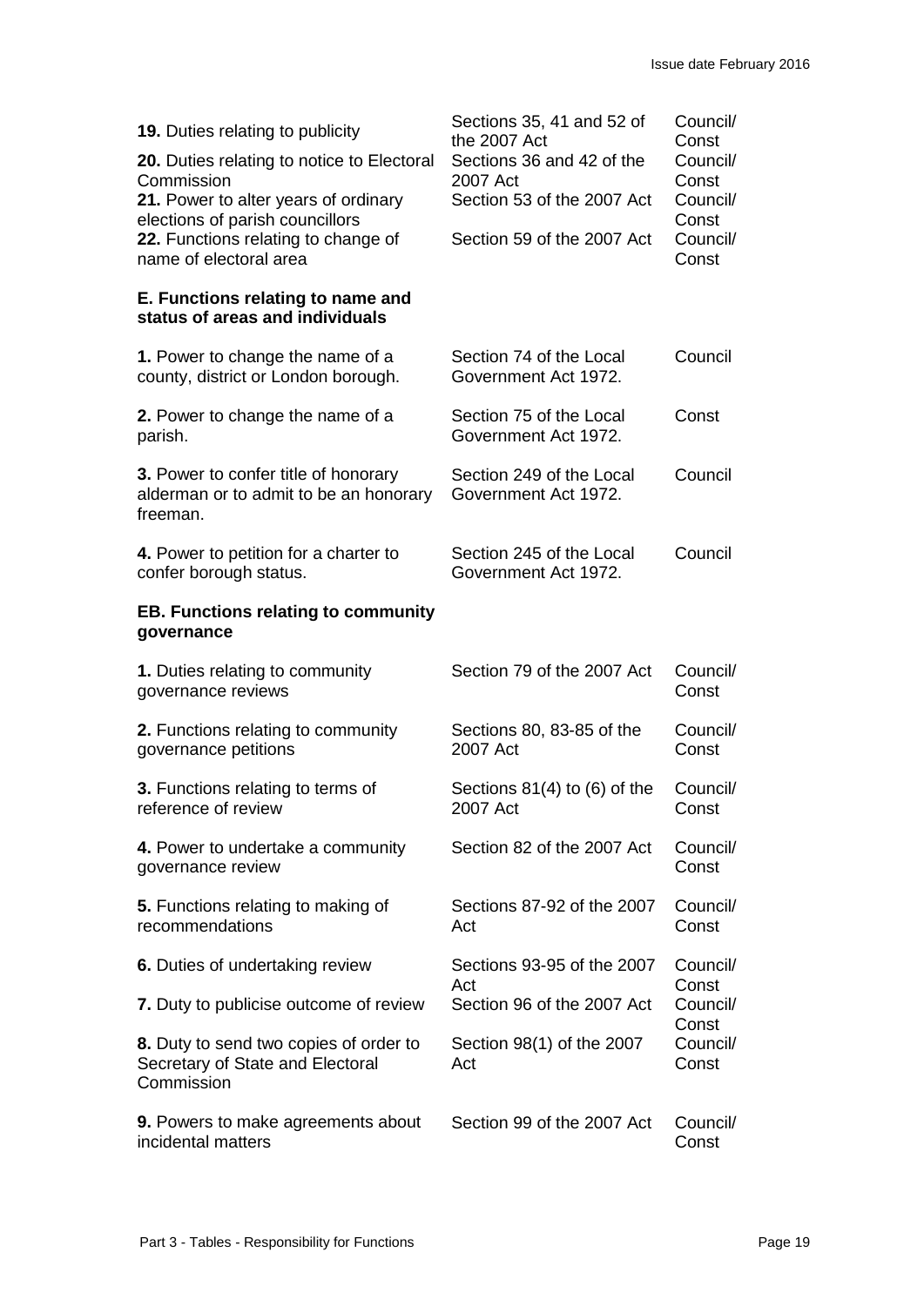| | | |
|---|---|---|
| **19.** Duties relating to publicity | Sections 35, 41 and 52 of the 2007 Act | Council/ Const |
| **20.** Duties relating to notice to Electoral Commission | Sections 36 and 42 of the 2007 Act | Council/ Const |
| **21.** Power to alter years of ordinary elections of parish councillors | Section 53 of the 2007 Act | Council/ Const |
| **22.** Functions relating to change of name of electoral area | Section 59 of the 2007 Act | Council/ Const |

**E. Functions relating to name and status of areas and individuals**

| | | |
|---|---|---|
| **1.** Power to change the name of a county, district or London borough. | Section 74 of the Local Government Act 1972. | Council |
| **2.** Power to change the name of a parish. | Section 75 of the Local Government Act 1972. | Const |
| **3.** Power to confer title of honorary alderman or to admit to be an honorary freeman. | Section 249 of the Local Government Act 1972. | Council |
| **4.** Power to petition for a charter to confer borough status. | Section 245 of the Local Government Act 1972. | Council |

**EB. Functions relating to community governance**

| | | |
|---|---|---|
| **1.** Duties relating to community governance reviews | Section 79 of the 2007 Act | Council/ Const |
| **2.** Functions relating to community governance petitions | Sections 80, 83-85 of the 2007 Act | Council/ Const |
| **3.** Functions relating to terms of reference of review | Sections 81(4) to (6) of the 2007 Act | Council/ Const |
| **4.** Power to undertake a community governance review | Section 82 of the 2007 Act | Council/ Const |
| **5.** Functions relating to making of recommendations | Sections 87-92 of the 2007 Act | Council/ Const |
| **6.** Duties of undertaking review | Sections 93-95 of the 2007 Act | Council/ Const |
| **7.** Duty to publicise outcome of review | Section 96 of the 2007 Act | Council/ Const |
| **8.** Duty to send two copies of order to Secretary of State and Electoral Commission | Section 98(1) of the 2007 Act | Council/ Const |
| **9.** Powers to make agreements about incidental matters | Section 99 of the 2007 Act | Council/ Const |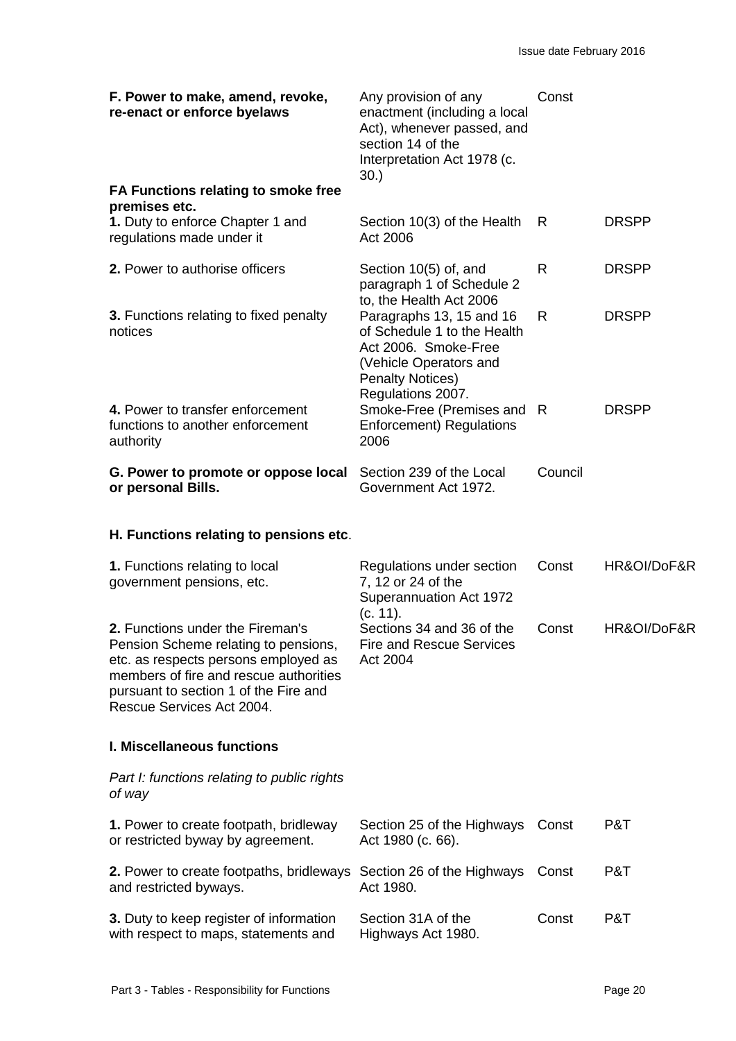| | | | |
|---|---|---|---|
| **F. Power to make, amend, revoke, re-enact or enforce byelaws** | Any provision of any enactment (including a local Act), whenever passed, and section 14 of the Interpretation Act 1978 (c. 30.) | Const | |
| **FA Functions relating to smoke free premises etc.** | | | |
| **1.** Duty to enforce Chapter 1 and regulations made under it | Section 10(3) of the Health Act 2006 | R | DRSPP |
| **2.** Power to authorise officers | Section 10(5) of, and paragraph 1 of Schedule 2 to, the Health Act 2006 | R | DRSPP |
| **3.** Functions relating to fixed penalty notices | Paragraphs 13, 15 and 16 of Schedule 1 to the Health Act 2006. Smoke-Free (Vehicle Operators and Penalty Notices) Regulations 2007. | R | DRSPP |
| **4.** Power to transfer enforcement functions to another enforcement authority | Smoke-Free (Premises and Enforcement) Regulations 2006 | R | DRSPP |
| **G. Power to promote or oppose local or personal Bills.** | Section 239 of the Local Government Act 1972. | Council | |
| **H. Functions relating to pensions etc**. | | | |
| **1.** Functions relating to local government pensions, etc. | Regulations under section 7, 12 or 24 of the Superannuation Act 1972 (c. 11). | Const | HR&OI/DoF&R |
| **2.** Functions under the Fireman's Pension Scheme relating to pensions, etc. as respects persons employed as members of fire and rescue authorities pursuant to section 1 of the Fire and Rescue Services Act 2004. | Sections 34 and 36 of the Fire and Rescue Services Act 2004 | Const | HR&OI/DoF&R |
| **I. Miscellaneous functions** | | | |
| *Part I: functions relating to public rights of way* | | | |
| **1.** Power to create footpath, bridleway or restricted byway by agreement. | Section 25 of the Highways Act 1980 (c. 66). | Const | P&T |
| **2.** Power to create footpaths, bridleways and restricted byways. | Section 26 of the Highways Act 1980. | Const | P&T |
| **3.** Duty to keep register of information with respect to maps, statements and | Section 31A of the Highways Act 1980. | Const | P&T |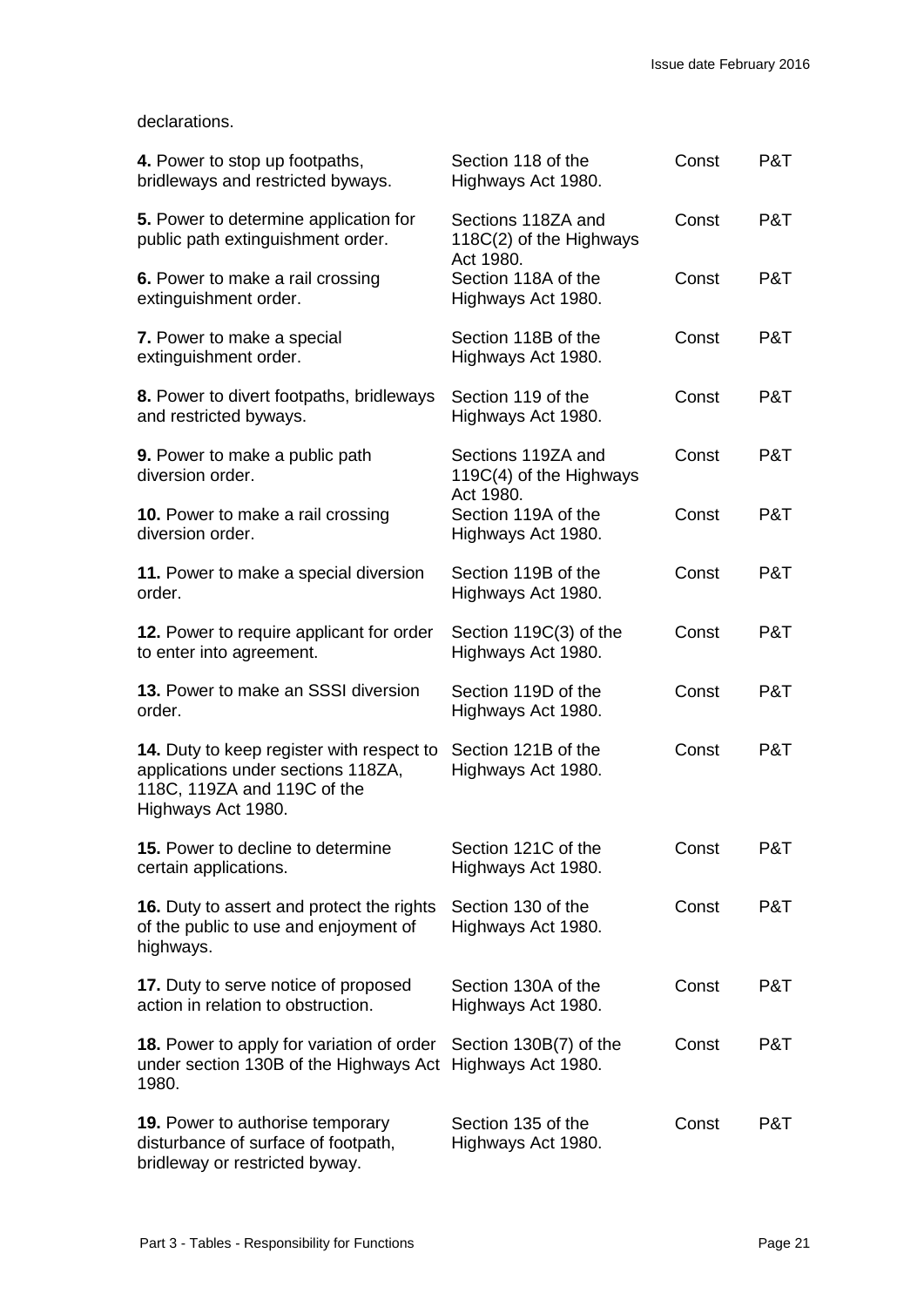declarations.

| | | | |
|---|---|---|---|
| **4.** Power to stop up footpaths, bridleways and restricted byways. | Section 118 of the Highways Act 1980. | Const | P&T |
| **5.** Power to determine application for public path extinguishment order. | Sections 118ZA and 118C(2) of the Highways Act 1980. | Const | P&T |
| **6.** Power to make a rail crossing extinguishment order. | Section 118A of the Highways Act 1980. | Const | P&T |
| **7.** Power to make a special extinguishment order. | Section 118B of the Highways Act 1980. | Const | P&T |
| **8.** Power to divert footpaths, bridleways and restricted byways. | Section 119 of the Highways Act 1980. | Const | P&T |
| **9.** Power to make a public path diversion order. | Sections 119ZA and 119C(4) of the Highways Act 1980. | Const | P&T |
| **10.** Power to make a rail crossing diversion order. | Section 119A of the Highways Act 1980. | Const | P&T |
| **11.** Power to make a special diversion order. | Section 119B of the Highways Act 1980. | Const | P&T |
| **12.** Power to require applicant for order to enter into agreement. | Section 119C(3) of the Highways Act 1980. | Const | P&T |
| **13.** Power to make an SSSI diversion order. | Section 119D of the Highways Act 1980. | Const | P&T |
| **14.** Duty to keep register with respect to applications under sections 118ZA, 118C, 119ZA and 119C of the Highways Act 1980. | Section 121B of the Highways Act 1980. | Const | P&T |
| **15.** Power to decline to determine certain applications. | Section 121C of the Highways Act 1980. | Const | P&T |
| **16.** Duty to assert and protect the rights of the public to use and enjoyment of highways. | Section 130 of the Highways Act 1980. | Const | P&T |
| **17.** Duty to serve notice of proposed action in relation to obstruction. | Section 130A of the Highways Act 1980. | Const | P&T |
| **18.** Power to apply for variation of order under section 130B of the Highways Act 1980. | Section 130B(7) of the Highways Act 1980. | Const | P&T |
| **19.** Power to authorise temporary disturbance of surface of footpath, bridleway or restricted byway. | Section 135 of the Highways Act 1980. | Const | P&T |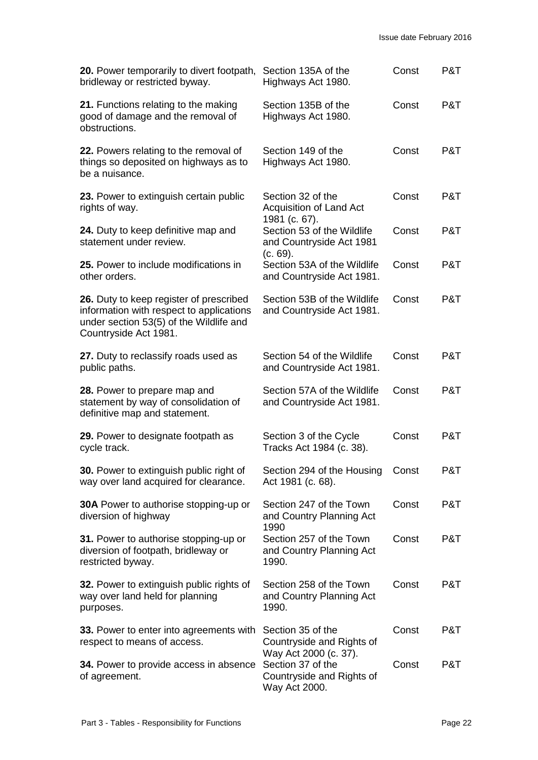| | | | |
|---|---|---|---|
| **20.** Power temporarily to divert footpath, bridleway or restricted byway. | Section 135A of the Highways Act 1980. | Const | P&T |
| **21.** Functions relating to the making good of damage and the removal of obstructions. | Section 135B of the Highways Act 1980. | Const | P&T |
| **22.** Powers relating to the removal of things so deposited on highways as to be a nuisance. | Section 149 of the Highways Act 1980. | Const | P&T |
| **23.** Power to extinguish certain public rights of way. | Section 32 of the Acquisition of Land Act 1981 (c. 67). | Const | P&T |
| **24.** Duty to keep definitive map and statement under review. | Section 53 of the Wildlife and Countryside Act 1981 (c. 69). | Const | P&T |
| **25.** Power to include modifications in other orders. | Section 53A of the Wildlife and Countryside Act 1981. | Const | P&T |
| **26.** Duty to keep register of prescribed information with respect to applications under section 53(5) of the Wildlife and Countryside Act 1981. | Section 53B of the Wildlife and Countryside Act 1981. | Const | P&T |
| **27.** Duty to reclassify roads used as public paths. | Section 54 of the Wildlife and Countryside Act 1981. | Const | P&T |
| **28.** Power to prepare map and statement by way of consolidation of definitive map and statement. | Section 57A of the Wildlife and Countryside Act 1981. | Const | P&T |
| **29.** Power to designate footpath as cycle track. | Section 3 of the Cycle Tracks Act 1984 (c. 38). | Const | P&T |
| **30.** Power to extinguish public right of way over land acquired for clearance. | Section 294 of the Housing Act 1981 (c. 68). | Const | P&T |
| **30A** Power to authorise stopping-up or diversion of highway | Section 247 of the Town and Country Planning Act 1990 | Const | P&T |
| **31.** Power to authorise stopping-up or diversion of footpath, bridleway or restricted byway. | Section 257 of the Town and Country Planning Act 1990. | Const | P&T |
| **32.** Power to extinguish public rights of way over land held for planning purposes. | Section 258 of the Town and Country Planning Act 1990. | Const | P&T |
| **33.** Power to enter into agreements with respect to means of access. | Section 35 of the Countryside and Rights of Way Act 2000 (c. 37). | Const | P&T |
| **34.** Power to provide access in absence of agreement. | Section 37 of the Countryside and Rights of Way Act 2000. | Const | P&T |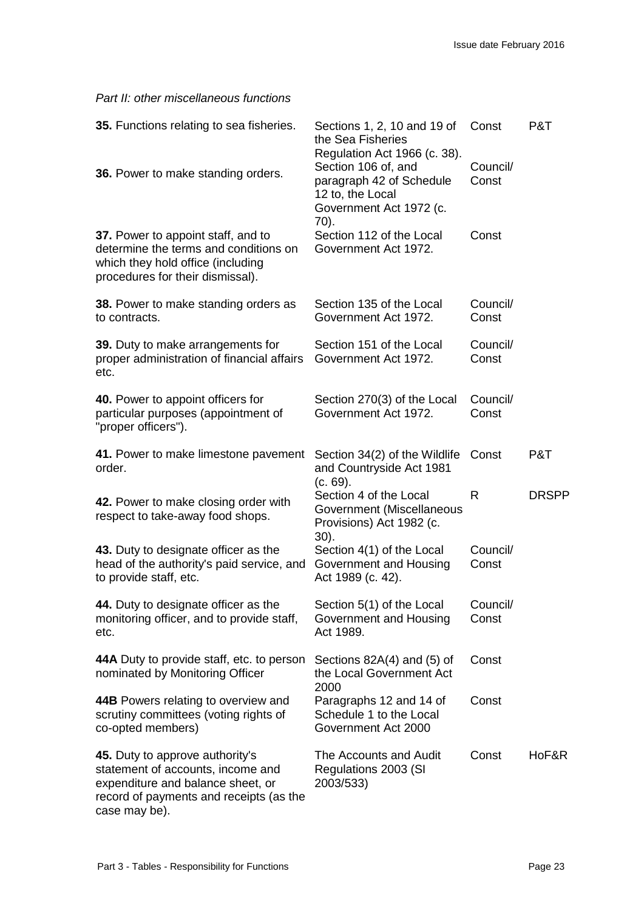*Part II: other miscellaneous functions*

| | | | |
|---|---|---|---|
| **35.** Functions relating to sea fisheries. | Sections 1, 2, 10 and 19 of the Sea Fisheries Regulation Act 1966 (c. 38). | Const | P&T |
| **36.** Power to make standing orders. | Section 106 of, and paragraph 42 of Schedule 12 to, the Local Government Act 1972 (c. 70). | Council/ Const | |
| **37.** Power to appoint staff, and to determine the terms and conditions on which they hold office (including procedures for their dismissal). | Section 112 of the Local Government Act 1972. | Const | |
| **38.** Power to make standing orders as to contracts. | Section 135 of the Local Government Act 1972. | Council/ Const | |
| **39.** Duty to make arrangements for proper administration of financial affairs etc. | Section 151 of the Local Government Act 1972. | Council/ Const | |
| **40.** Power to appoint officers for particular purposes (appointment of "proper officers"). | Section 270(3) of the Local Government Act 1972. | Council/ Const | |
| **41.** Power to make limestone pavement order. | Section 34(2) of the Wildlife and Countryside Act 1981 (c. 69). | Const | P&T |
| **42.** Power to make closing order with respect to take-away food shops. | Section 4 of the Local Government (Miscellaneous Provisions) Act 1982 (c. 30). | R | DRSPP |
| **43.** Duty to designate officer as the head of the authority's paid service, and to provide staff, etc. | Section 4(1) of the Local Government and Housing Act 1989 (c. 42). | Council/ Const | |
| **44.** Duty to designate officer as the monitoring officer, and to provide staff, etc. | Section 5(1) of the Local Government and Housing Act 1989. | Council/ Const | |
| **44A** Duty to provide staff, etc. to person nominated by Monitoring Officer | Sections 82A(4) and (5) of the Local Government Act 2000 | Const | |
| **44B** Powers relating to overview and scrutiny committees (voting rights of co-opted members) | Paragraphs 12 and 14 of Schedule 1 to the Local Government Act 2000 | Const | |
| **45.** Duty to approve authority's statement of accounts, income and expenditure and balance sheet, or record of payments and receipts (as the case may be). | The Accounts and Audit Regulations 2003 (SI 2003/533) | Const | HoF&R |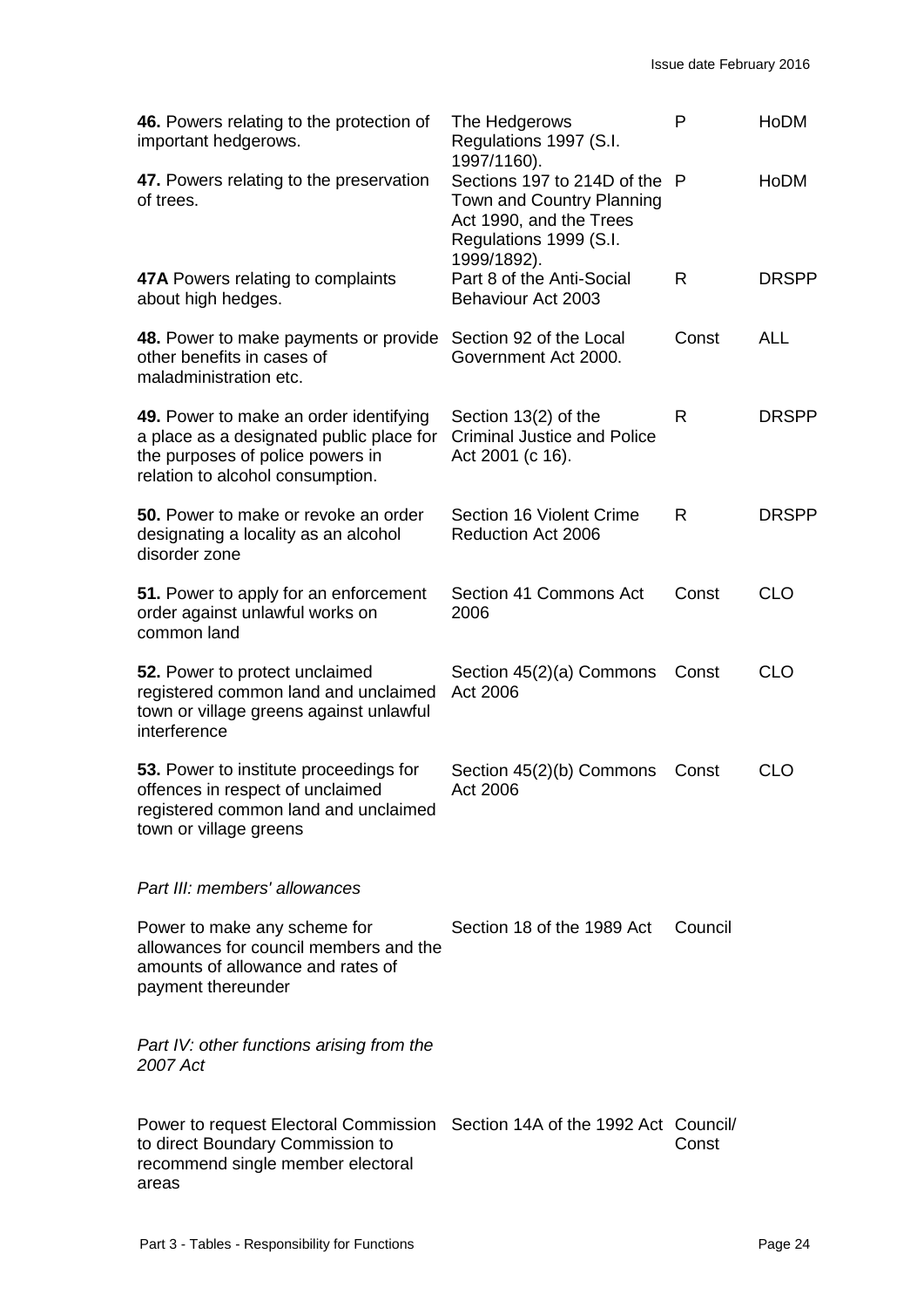| | | | |
|---|---|---|---|
| **46.** Powers relating to the protection of important hedgerows. | The Hedgerows Regulations 1997 (S.I. 1997/1160). | P | HoDM |
| **47.** Powers relating to the preservation of trees. | Sections 197 to 214D of the Town and Country Planning Act 1990, and the Trees Regulations 1999 (S.I. 1999/1892). | P | HoDM |
| **47A** Powers relating to complaints about high hedges. | Part 8 of the Anti-Social Behaviour Act 2003 | R | DRSPP |
| **48.** Power to make payments or provide other benefits in cases of maladministration etc. | Section 92 of the Local Government Act 2000. | Const | ALL |
| **49.** Power to make an order identifying a place as a designated public place for the purposes of police powers in relation to alcohol consumption. | Section 13(2) of the Criminal Justice and Police Act 2001 (c 16). | R | DRSPP |
| **50.** Power to make or revoke an order designating a locality as an alcohol disorder zone | Section 16 Violent Crime Reduction Act 2006 | R | DRSPP |
| **51.** Power to apply for an enforcement order against unlawful works on common land | Section 41 Commons Act 2006 | Const | CLO |
| **52.** Power to protect unclaimed registered common land and unclaimed town or village greens against unlawful interference | Section 45(2)(a) Commons Act 2006 | Const | CLO |
| **53.** Power to institute proceedings for offences in respect of unclaimed registered common land and unclaimed town or village greens | Section 45(2)(b) Commons Act 2006 | Const | CLO |
| *Part III: members' allowances* | | | |
| Power to make any scheme for allowances for council members and the amounts of allowance and rates of payment thereunder | Section 18 of the 1989 Act | Council | |
| *Part IV: other functions arising from the 2007 Act* | | | |
| Power to request Electoral Commission to direct Boundary Commission to recommend single member electoral areas | Section 14A of the 1992 Act | Council/ Const | |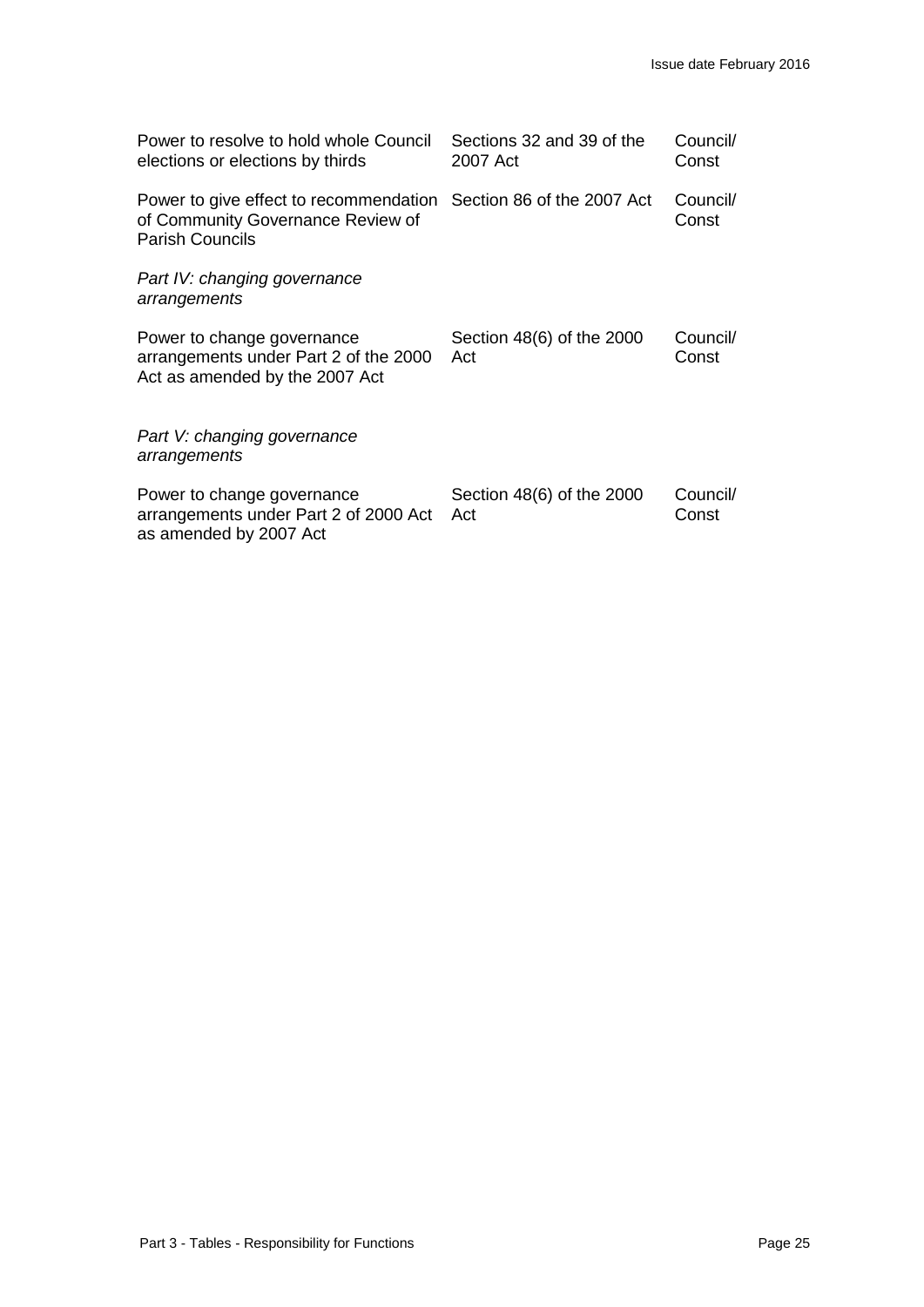| | | |
|---|---|---|
| Power to resolve to hold whole Council elections or elections by thirds | Sections 32 and 39 of the 2007 Act | Council/ Const |
| Power to give effect to recommendation of Community Governance Review of Parish Councils | Section 86 of the 2007 Act | Council/ Const |
| *Part IV: changing governance arrangements* | | |
| Power to change governance arrangements under Part 2 of the 2000 Act as amended by the 2007 Act | Section 48(6) of the 2000 Act | Council/ Const |
| *Part V: changing governance arrangements* | | |
| Power to change governance arrangements under Part 2 of 2000 Act as amended by 2007 Act | Section 48(6) of the 2000 Act | Council/ Const |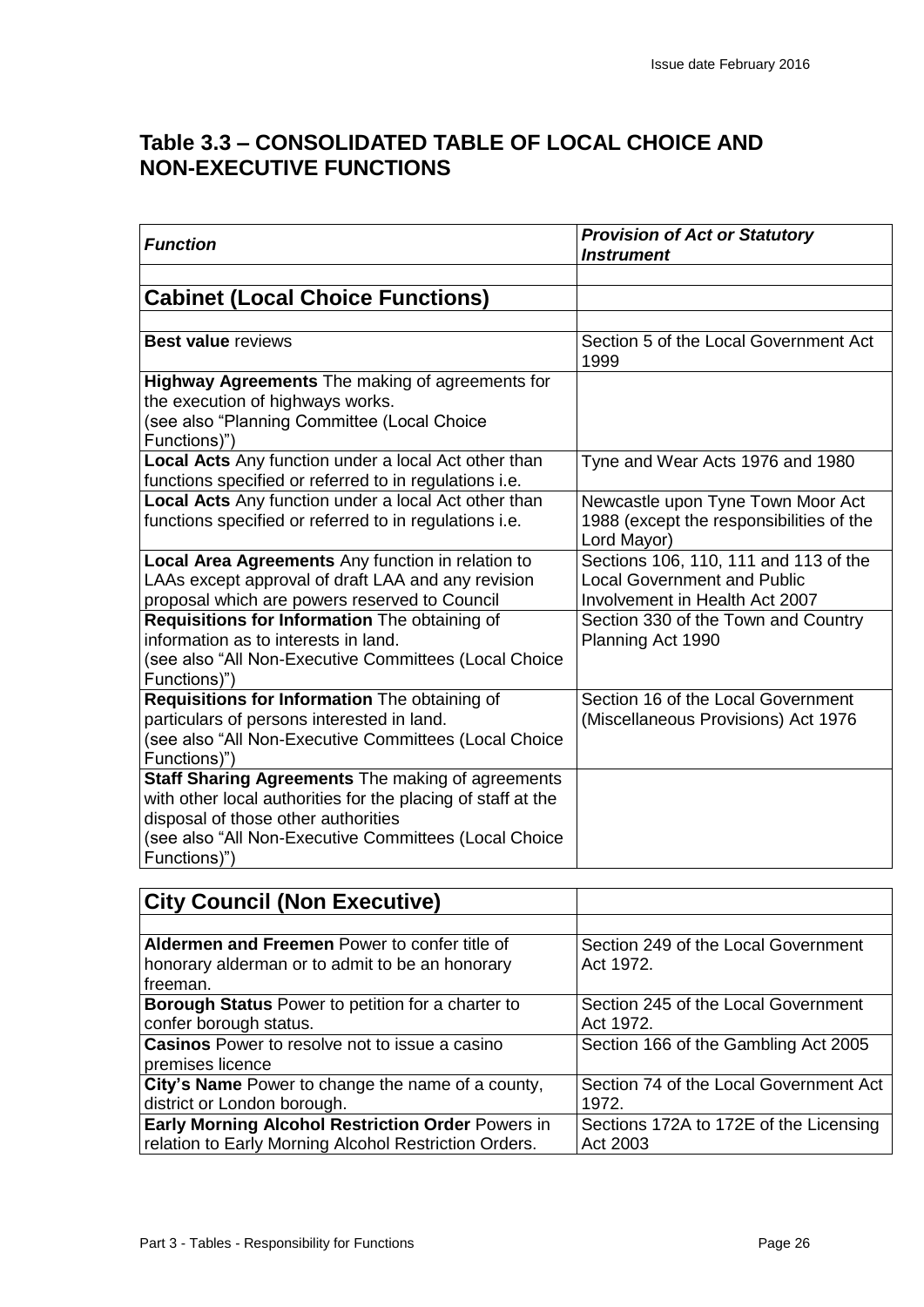## Table 3.3 – CONSOLIDATED TABLE OF LOCAL CHOICE AND NON-EXECUTIVE FUNCTIONS

| *Function* | *Provision of Act or Statutory Instrument* |
|---|---|
| | |
| **Cabinet (Local Choice Functions)** | |
| | |
| **Best value** reviews | Section 5 of the Local Government Act 1999 |
| **Highway Agreements** The making of agreements for the execution of highways works. (see also "Planning Committee (Local Choice Functions)") | |
| **Local Acts** Any function under a local Act other than functions specified or referred to in regulations i.e. | Tyne and Wear Acts 1976 and 1980 |
| **Local Acts** Any function under a local Act other than functions specified or referred to in regulations i.e. | Newcastle upon Tyne Town Moor Act 1988 (except the responsibilities of the Lord Mayor) |
| **Local Area Agreements** Any function in relation to LAAs except approval of draft LAA and any revision proposal which are powers reserved to Council | Sections 106, 110, 111 and 113 of the Local Government and Public Involvement in Health Act 2007 |
| **Requisitions for Information** The obtaining of information as to interests in land. (see also "All Non-Executive Committees (Local Choice Functions)") | Section 330 of the Town and Country Planning Act 1990 |
| **Requisitions for Information** The obtaining of particulars of persons interested in land. (see also "All Non-Executive Committees (Local Choice Functions)") | Section 16 of the Local Government (Miscellaneous Provisions) Act 1976 |
| **Staff Sharing Agreements** The making of agreements with other local authorities for the placing of staff at the disposal of those other authorities (see also "All Non-Executive Committees (Local Choice Functions)") | |

| **City Council (Non Executive)** | |
|---|---|
| | |
| **Aldermen and Freemen** Power to confer title of honorary alderman or to admit to be an honorary freeman. | Section 249 of the Local Government Act 1972. |
| **Borough Status** Power to petition for a charter to confer borough status. | Section 245 of the Local Government Act 1972. |
| **Casinos** Power to resolve not to issue a casino premises licence | Section 166 of the Gambling Act 2005 |
| **City's Name** Power to change the name of a county, district or London borough. | Section 74 of the Local Government Act 1972. |
| **Early Morning Alcohol Restriction Order** Powers in relation to Early Morning Alcohol Restriction Orders. | Sections 172A to 172E of the Licensing Act 2003 |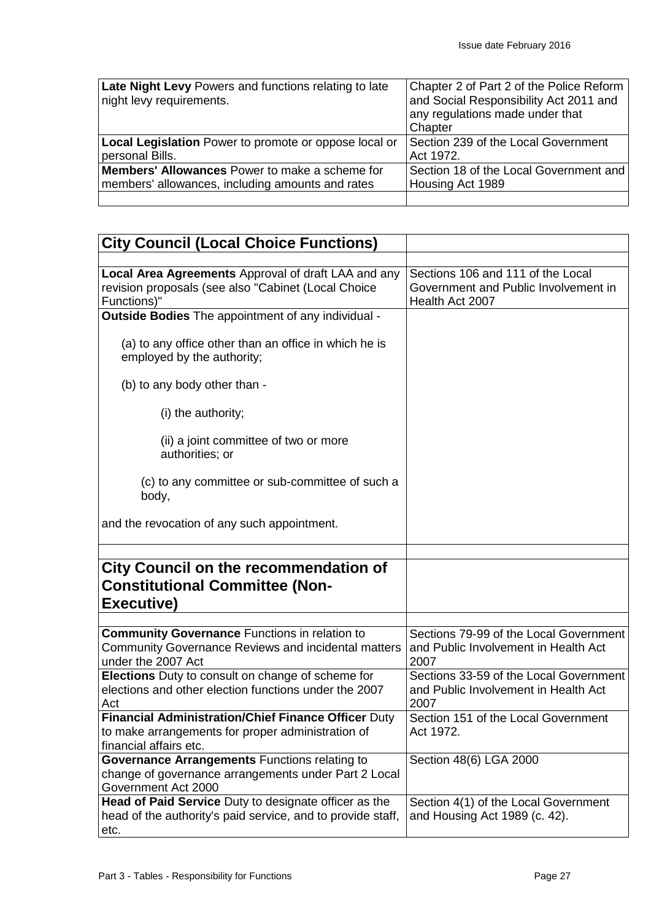| | |
|---|---|
| **Late Night Levy** Powers and functions relating to late night levy requirements. | Chapter 2 of Part 2 of the Police Reform and Social Responsibility Act 2011 and any regulations made under that Chapter |
| **Local Legislation** Power to promote or oppose local or personal Bills. | Section 239 of the Local Government Act 1972. |
| **Members' Allowances** Power to make a scheme for members' allowances, including amounts and rates | Section 18 of the Local Government and Housing Act 1989 |
| | |

| **City Council (Local Choice Functions)** | |
|---|---|
| | |
| **Local Area Agreements** Approval of draft LAA and any revision proposals (see also "Cabinet (Local Choice Functions)" | Sections 106 and 111 of the Local Government and Public Involvement in Health Act 2007 |
| **Outside Bodies** The appointment of any individual - <br><br> (a) to any office other than an office in which he is employed by the authority; <br><br> (b) to any body other than - <br><br> (i) the authority; <br><br> (ii) a joint committee of two or more authorities; or <br><br> (c) to any committee or sub-committee of such a body, <br><br> and the revocation of any such appointment. | |
| | |
| **City Council on the recommendation of Constitutional Committee (Non-Executive)** | |
| | |
| **Community Governance** Functions in relation to Community Governance Reviews and incidental matters under the 2007 Act | Sections 79-99 of the Local Government and Public Involvement in Health Act 2007 |
| **Elections** Duty to consult on change of scheme for elections and other election functions under the 2007 Act | Sections 33-59 of the Local Government and Public Involvement in Health Act 2007 |
| **Financial Administration/Chief Finance Officer** Duty to make arrangements for proper administration of financial affairs etc. | Section 151 of the Local Government Act 1972. |
| **Governance Arrangements** Functions relating to change of governance arrangements under Part 2 Local Government Act 2000 | Section 48(6) LGA 2000 |
| **Head of Paid Service** Duty to designate officer as the head of the authority's paid service, and to provide staff, etc. | Section 4(1) of the Local Government and Housing Act 1989 (c. 42). |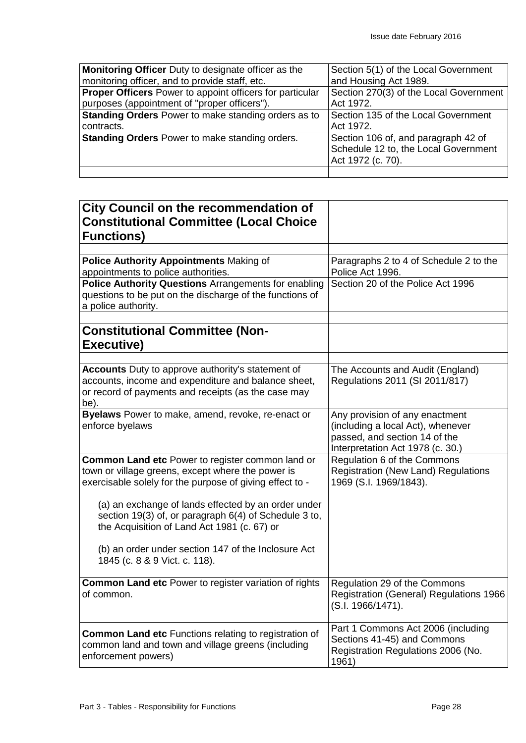| | |
|---|---|
| **Monitoring Officer** Duty to designate officer as the monitoring officer, and to provide staff, etc. | Section 5(1) of the Local Government and Housing Act 1989. |
| **Proper Officers** Power to appoint officers for particular purposes (appointment of "proper officers"). | Section 270(3) of the Local Government Act 1972. |
| **Standing Orders** Power to make standing orders as to contracts. | Section 135 of the Local Government Act 1972. |
| **Standing Orders** Power to make standing orders. | Section 106 of, and paragraph 42 of Schedule 12 to, the Local Government Act 1972 (c. 70). |
| | |

| | |
|---|---|
| **City Council on the recommendation of Constitutional Committee (Local Choice Functions)** | |
| | |
| **Police Authority Appointments** Making of appointments to police authorities. | Paragraphs 2 to 4 of Schedule 2 to the Police Act 1996. |
| **Police Authority Questions** Arrangements for enabling questions to be put on the discharge of the functions of a police authority. | Section 20 of the Police Act 1996 |
| | |
| **Constitutional Committee (Non-Executive)** | |
| | |
| **Accounts** Duty to approve authority's statement of accounts, income and expenditure and balance sheet, or record of payments and receipts (as the case may be). | The Accounts and Audit (England) Regulations 2011 (SI 2011/817) |
| **Byelaws** Power to make, amend, revoke, re-enact or enforce byelaws | Any provision of any enactment (including a local Act), whenever passed, and section 14 of the Interpretation Act 1978 (c. 30.) |
| **Common Land etc** Power to register common land or town or village greens, except where the power is exercisable solely for the purpose of giving effect to - (a) an exchange of lands effected by an order under section 19(3) of, or paragraph 6(4) of Schedule 3 to, the Acquisition of Land Act 1981 (c. 67) or (b) an order under section 147 of the Inclosure Act 1845 (c. 8 & 9 Vict. c. 118). | Regulation 6 of the Commons Registration (New Land) Regulations 1969 (S.I. 1969/1843). |
| **Common Land etc** Power to register variation of rights of common. | Regulation 29 of the Commons Registration (General) Regulations 1966 (S.I. 1966/1471). |
| **Common Land etc** Functions relating to registration of common land and town and village greens (including enforcement powers) | Part 1 Commons Act 2006 (including Sections 41-45) and Commons Registration Regulations 2006 (No. 1961) |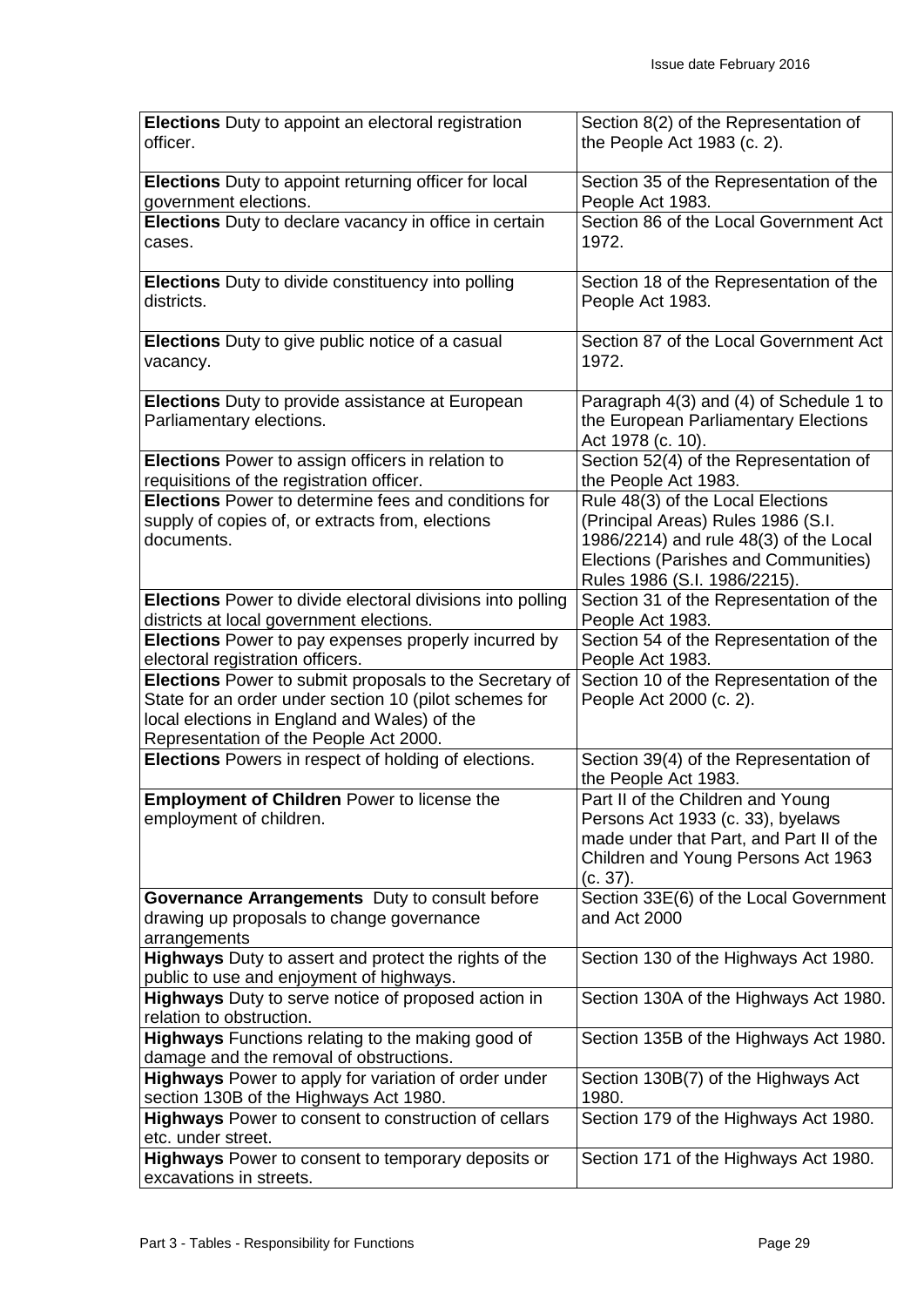| | |
|---|---|
| **Elections** Duty to appoint an electoral registration officer. | Section 8(2) of the Representation of the People Act 1983 (c. 2). |
| **Elections** Duty to appoint returning officer for local government elections. | Section 35 of the Representation of the People Act 1983. |
| **Elections** Duty to declare vacancy in office in certain cases. | Section 86 of the Local Government Act 1972. |
| **Elections** Duty to divide constituency into polling districts. | Section 18 of the Representation of the People Act 1983. |
| **Elections** Duty to give public notice of a casual vacancy. | Section 87 of the Local Government Act 1972. |
| **Elections** Duty to provide assistance at European Parliamentary elections. | Paragraph 4(3) and (4) of Schedule 1 to the European Parliamentary Elections Act 1978 (c. 10). |
| **Elections** Power to assign officers in relation to requisitions of the registration officer. | Section 52(4) of the Representation of the People Act 1983. |
| **Elections** Power to determine fees and conditions for supply of copies of, or extracts from, elections documents. | Rule 48(3) of the Local Elections (Principal Areas) Rules 1986 (S.I. 1986/2214) and rule 48(3) of the Local Elections (Parishes and Communities) Rules 1986 (S.I. 1986/2215). |
| **Elections** Power to divide electoral divisions into polling districts at local government elections. | Section 31 of the Representation of the People Act 1983. |
| **Elections** Power to pay expenses properly incurred by electoral registration officers. | Section 54 of the Representation of the People Act 1983. |
| **Elections** Power to submit proposals to the Secretary of State for an order under section 10 (pilot schemes for local elections in England and Wales) of the Representation of the People Act 2000. | Section 10 of the Representation of the People Act 2000 (c. 2). |
| **Elections** Powers in respect of holding of elections. | Section 39(4) of the Representation of the People Act 1983. |
| **Employment of Children** Power to license the employment of children. | Part II of the Children and Young Persons Act 1933 (c. 33), byelaws made under that Part, and Part II of the Children and Young Persons Act 1963 (c. 37). |
| **Governance Arrangements** Duty to consult before drawing up proposals to change governance arrangements | Section 33E(6) of the Local Government and Act 2000 |
| **Highways** Duty to assert and protect the rights of the public to use and enjoyment of highways. | Section 130 of the Highways Act 1980. |
| **Highways** Duty to serve notice of proposed action in relation to obstruction. | Section 130A of the Highways Act 1980. |
| **Highways** Functions relating to the making good of damage and the removal of obstructions. | Section 135B of the Highways Act 1980. |
| **Highways** Power to apply for variation of order under section 130B of the Highways Act 1980. | Section 130B(7) of the Highways Act 1980. |
| **Highways** Power to consent to construction of cellars etc. under street. | Section 179 of the Highways Act 1980. |
| **Highways** Power to consent to temporary deposits or excavations in streets. | Section 171 of the Highways Act 1980. |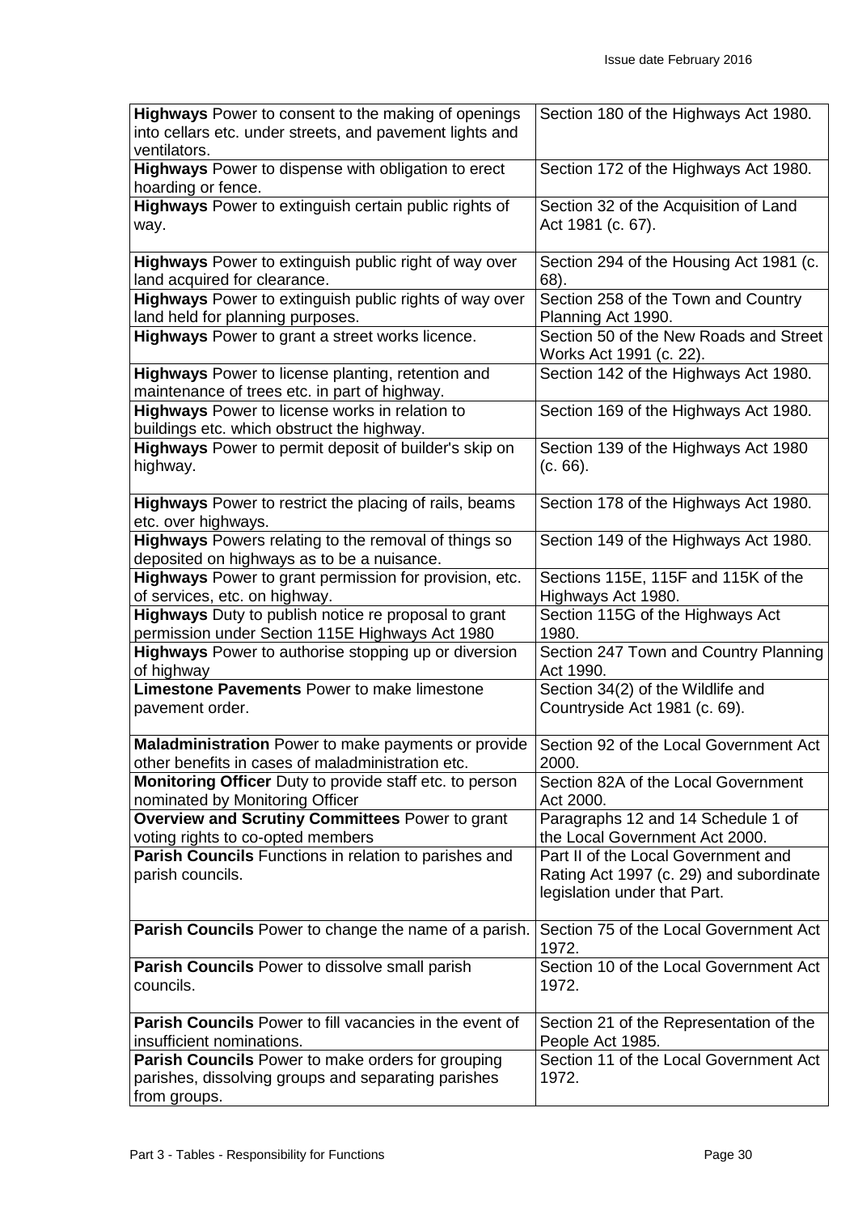| | |
|---|---|
| **Highways** Power to consent to the making of openings into cellars etc. under streets, and pavement lights and ventilators. | Section 180 of the Highways Act 1980. |
| **Highways** Power to dispense with obligation to erect hoarding or fence. | Section 172 of the Highways Act 1980. |
| **Highways** Power to extinguish certain public rights of way. | Section 32 of the Acquisition of Land Act 1981 (c. 67). |
| **Highways** Power to extinguish public right of way over land acquired for clearance. | Section 294 of the Housing Act 1981 (c. 68). |
| **Highways** Power to extinguish public rights of way over land held for planning purposes. | Section 258 of the Town and Country Planning Act 1990. |
| **Highways** Power to grant a street works licence. | Section 50 of the New Roads and Street Works Act 1991 (c. 22). |
| **Highways** Power to license planting, retention and maintenance of trees etc. in part of highway. | Section 142 of the Highways Act 1980. |
| **Highways** Power to license works in relation to buildings etc. which obstruct the highway. | Section 169 of the Highways Act 1980. |
| **Highways** Power to permit deposit of builder's skip on highway. | Section 139 of the Highways Act 1980 (c. 66). |
| **Highways** Power to restrict the placing of rails, beams etc. over highways. | Section 178 of the Highways Act 1980. |
| **Highways** Powers relating to the removal of things so deposited on highways as to be a nuisance. | Section 149 of the Highways Act 1980. |
| **Highways** Power to grant permission for provision, etc. of services, etc. on highway. | Sections 115E, 115F and 115K of the Highways Act 1980. |
| **Highways** Duty to publish notice re proposal to grant permission under Section 115E Highways Act 1980 | Section 115G of the Highways Act 1980. |
| **Highways** Power to authorise stopping up or diversion of highway | Section 247 Town and Country Planning Act 1990. |
| **Limestone Pavements** Power to make limestone pavement order. | Section 34(2) of the Wildlife and Countryside Act 1981 (c. 69). |
| **Maladministration** Power to make payments or provide other benefits in cases of maladministration etc. | Section 92 of the Local Government Act 2000. |
| **Monitoring Officer** Duty to provide staff etc. to person nominated by Monitoring Officer | Section 82A of the Local Government Act 2000. |
| **Overview and Scrutiny Committees** Power to grant voting rights to co-opted members | Paragraphs 12 and 14 Schedule 1 of the Local Government Act 2000. |
| **Parish Councils** Functions in relation to parishes and parish councils. | Part II of the Local Government and Rating Act 1997 (c. 29) and subordinate legislation under that Part. |
| **Parish Councils** Power to change the name of a parish. | Section 75 of the Local Government Act 1972. |
| **Parish Councils** Power to dissolve small parish councils. | Section 10 of the Local Government Act 1972. |
| **Parish Councils** Power to fill vacancies in the event of insufficient nominations. | Section 21 of the Representation of the People Act 1985. |
| **Parish Councils** Power to make orders for grouping parishes, dissolving groups and separating parishes from groups. | Section 11 of the Local Government Act 1972. |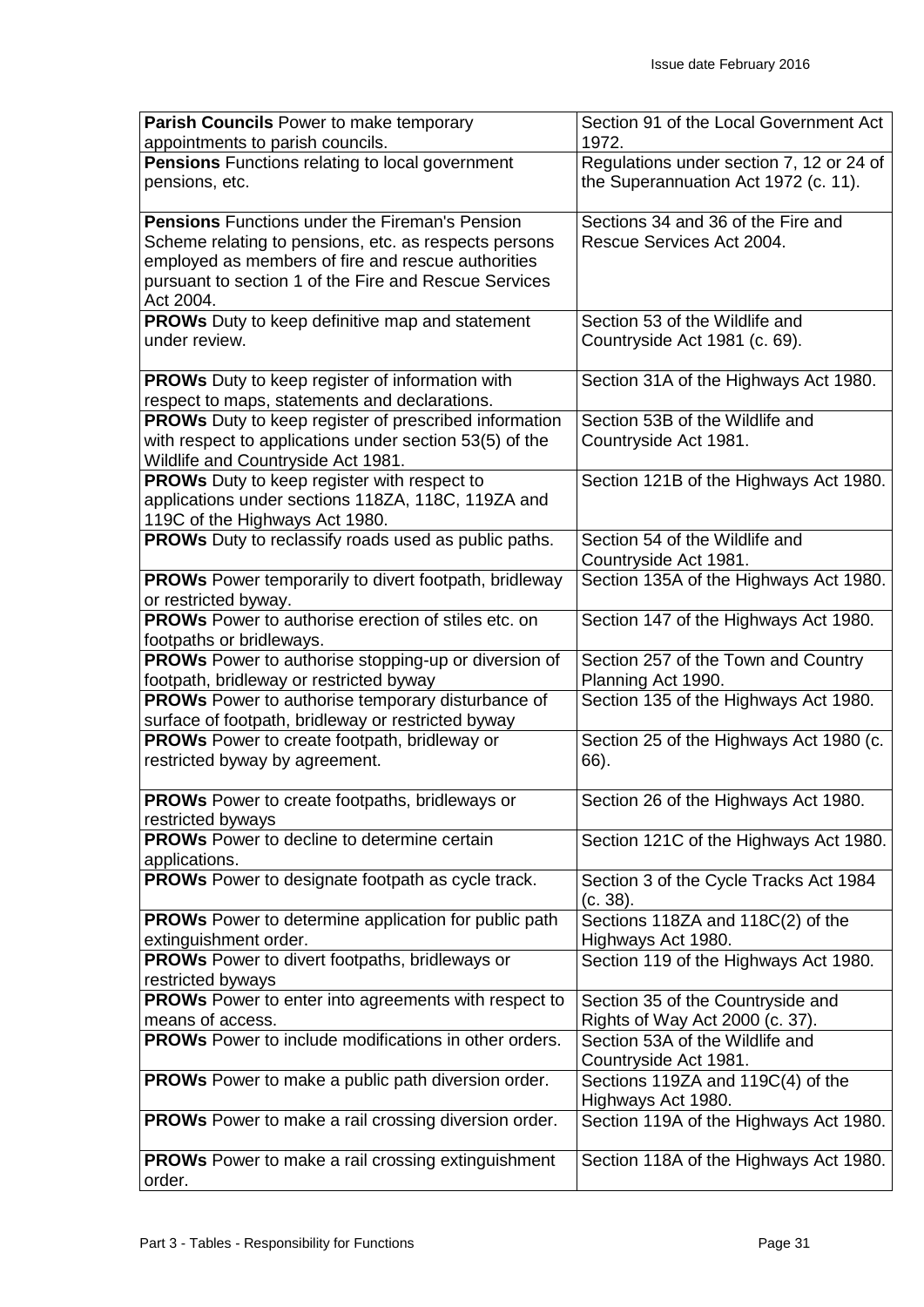| | |
|---|---|
| **Parish Councils** Power to make temporary appointments to parish councils. | Section 91 of the Local Government Act 1972. |
| **Pensions** Functions relating to local government pensions, etc. | Regulations under section 7, 12 or 24 of the Superannuation Act 1972 (c. 11). |
| **Pensions** Functions under the Fireman's Pension Scheme relating to pensions, etc. as respects persons employed as members of fire and rescue authorities pursuant to section 1 of the Fire and Rescue Services Act 2004. | Sections 34 and 36 of the Fire and Rescue Services Act 2004. |
| **PROWs** Duty to keep definitive map and statement under review. | Section 53 of the Wildlife and Countryside Act 1981 (c. 69). |
| **PROWs** Duty to keep register of information with respect to maps, statements and declarations. | Section 31A of the Highways Act 1980. |
| **PROWs** Duty to keep register of prescribed information with respect to applications under section 53(5) of the Wildlife and Countryside Act 1981. | Section 53B of the Wildlife and Countryside Act 1981. |
| **PROWs** Duty to keep register with respect to applications under sections 118ZA, 118C, 119ZA and 119C of the Highways Act 1980. | Section 121B of the Highways Act 1980. |
| **PROWs** Duty to reclassify roads used as public paths. | Section 54 of the Wildlife and Countryside Act 1981. |
| **PROWs** Power temporarily to divert footpath, bridleway or restricted byway. | Section 135A of the Highways Act 1980. |
| **PROWs** Power to authorise erection of stiles etc. on footpaths or bridleways. | Section 147 of the Highways Act 1980. |
| **PROWs** Power to authorise stopping-up or diversion of footpath, bridleway or restricted byway | Section 257 of the Town and Country Planning Act 1990. |
| **PROWs** Power to authorise temporary disturbance of surface of footpath, bridleway or restricted byway | Section 135 of the Highways Act 1980. |
| **PROWs** Power to create footpath, bridleway or restricted byway by agreement. | Section 25 of the Highways Act 1980 (c. 66). |
| **PROWs** Power to create footpaths, bridleways or restricted byways | Section 26 of the Highways Act 1980. |
| **PROWs** Power to decline to determine certain applications. | Section 121C of the Highways Act 1980. |
| **PROWs** Power to designate footpath as cycle track. | Section 3 of the Cycle Tracks Act 1984 (c. 38). |
| **PROWs** Power to determine application for public path extinguishment order. | Sections 118ZA and 118C(2) of the Highways Act 1980. |
| **PROWs** Power to divert footpaths, bridleways or restricted byways | Section 119 of the Highways Act 1980. |
| **PROWs** Power to enter into agreements with respect to means of access. | Section 35 of the Countryside and Rights of Way Act 2000 (c. 37). |
| **PROWs** Power to include modifications in other orders. | Section 53A of the Wildlife and Countryside Act 1981. |
| **PROWs** Power to make a public path diversion order. | Sections 119ZA and 119C(4) of the Highways Act 1980. |
| **PROWs** Power to make a rail crossing diversion order. | Section 119A of the Highways Act 1980. |
| **PROWs** Power to make a rail crossing extinguishment order. | Section 118A of the Highways Act 1980. |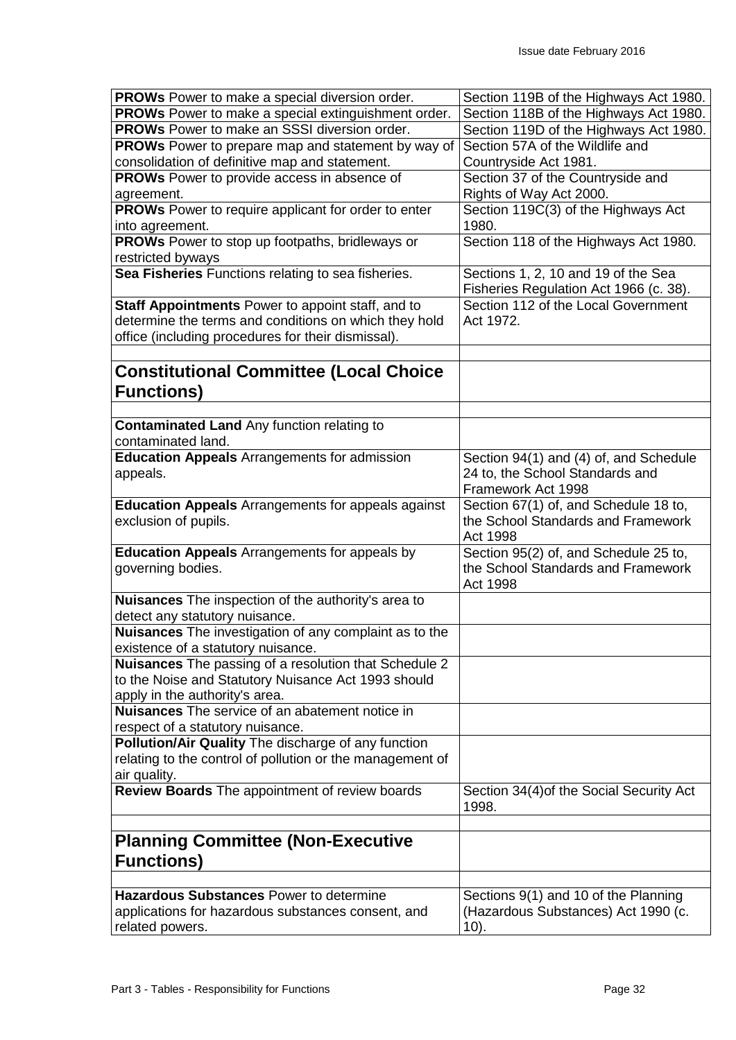| | |
|---|---|
| **PROWs** Power to make a special diversion order. | Section 119B of the Highways Act 1980. |
| **PROWs** Power to make a special extinguishment order. | Section 118B of the Highways Act 1980. |
| **PROWs** Power to make an SSSI diversion order. | Section 119D of the Highways Act 1980. |
| **PROWs** Power to prepare map and statement by way of consolidation of definitive map and statement. | Section 57A of the Wildlife and Countryside Act 1981. |
| **PROWs** Power to provide access in absence of agreement. | Section 37 of the Countryside and Rights of Way Act 2000. |
| **PROWs** Power to require applicant for order to enter into agreement. | Section 119C(3) of the Highways Act 1980. |
| **PROWs** Power to stop up footpaths, bridleways or restricted byways | Section 118 of the Highways Act 1980. |
| **Sea Fisheries** Functions relating to sea fisheries. | Sections 1, 2, 10 and 19 of the Sea Fisheries Regulation Act 1966 (c. 38). |
| **Staff Appointments** Power to appoint staff, and to determine the terms and conditions on which they hold office (including procedures for their dismissal). | Section 112 of the Local Government Act 1972. |
| | |
| **Constitutional Committee (Local Choice Functions)** | |
| | |
| **Contaminated Land** Any function relating to contaminated land. | |
| **Education Appeals** Arrangements for admission appeals. | Section 94(1) and (4) of, and Schedule 24 to, the School Standards and Framework Act 1998 |
| **Education Appeals** Arrangements for appeals against exclusion of pupils. | Section 67(1) of, and Schedule 18 to, the School Standards and Framework Act 1998 |
| **Education Appeals** Arrangements for appeals by governing bodies. | Section 95(2) of, and Schedule 25 to, the School Standards and Framework Act 1998 |
| **Nuisances** The inspection of the authority's area to detect any statutory nuisance. | |
| **Nuisances** The investigation of any complaint as to the existence of a statutory nuisance. | |
| **Nuisances** The passing of a resolution that Schedule 2 to the Noise and Statutory Nuisance Act 1993 should apply in the authority's area. | |
| **Nuisances** The service of an abatement notice in respect of a statutory nuisance. | |
| **Pollution/Air Quality** The discharge of any function relating to the control of pollution or the management of air quality. | |
| **Review Boards** The appointment of review boards | Section 34(4)of the Social Security Act 1998. |
| | |
| **Planning Committee (Non-Executive Functions)** | |
| | |
| **Hazardous Substances** Power to determine applications for hazardous substances consent, and related powers. | Sections 9(1) and 10 of the Planning (Hazardous Substances) Act 1990 (c. 10). |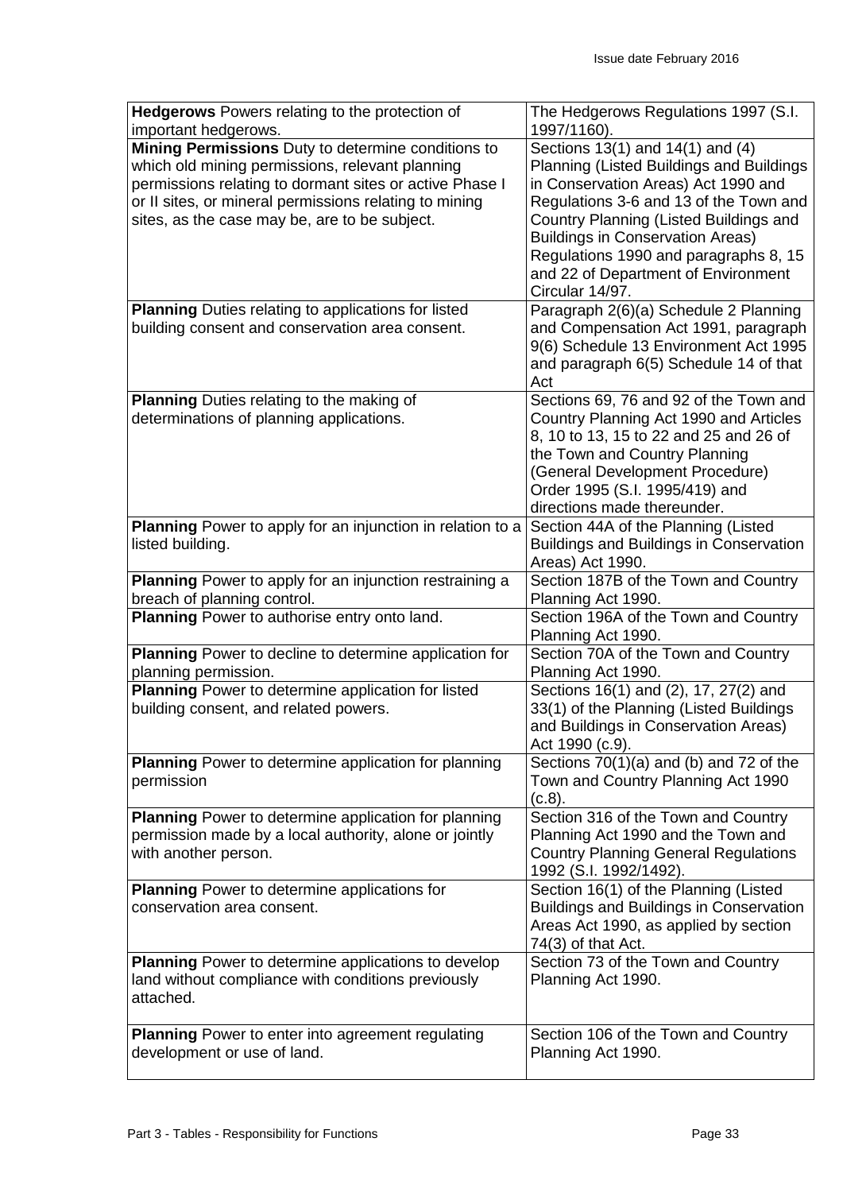| | |
|---|---|
| **Hedgerows** Powers relating to the protection of important hedgerows. | The Hedgerows Regulations 1997 (S.I. 1997/1160). |
| **Mining Permissions** Duty to determine conditions to which old mining permissions, relevant planning permissions relating to dormant sites or active Phase I or II sites, or mineral permissions relating to mining sites, as the case may be, are to be subject. | Sections 13(1) and 14(1) and (4) Planning (Listed Buildings and Buildings in Conservation Areas) Act 1990 and Regulations 3-6 and 13 of the Town and Country Planning (Listed Buildings and Buildings in Conservation Areas) Regulations 1990 and paragraphs 8, 15 and 22 of Department of Environment Circular 14/97. |
| **Planning** Duties relating to applications for listed building consent and conservation area consent. | Paragraph 2(6)(a) Schedule 2 Planning and Compensation Act 1991, paragraph 9(6) Schedule 13 Environment Act 1995 and paragraph 6(5) Schedule 14 of that Act |
| **Planning** Duties relating to the making of determinations of planning applications. | Sections 69, 76 and 92 of the Town and Country Planning Act 1990 and Articles 8, 10 to 13, 15 to 22 and 25 and 26 of the Town and Country Planning (General Development Procedure) Order 1995 (S.I. 1995/419) and directions made thereunder. |
| **Planning** Power to apply for an injunction in relation to a listed building. | Section 44A of the Planning (Listed Buildings and Buildings in Conservation Areas) Act 1990. |
| **Planning** Power to apply for an injunction restraining a breach of planning control. | Section 187B of the Town and Country Planning Act 1990. |
| **Planning** Power to authorise entry onto land. | Section 196A of the Town and Country Planning Act 1990. |
| **Planning** Power to decline to determine application for planning permission. | Section 70A of the Town and Country Planning Act 1990. |
| **Planning** Power to determine application for listed building consent, and related powers. | Sections 16(1) and (2), 17, 27(2) and 33(1) of the Planning (Listed Buildings and Buildings in Conservation Areas) Act 1990 (c.9). |
| **Planning** Power to determine application for planning permission | Sections 70(1)(a) and (b) and 72 of the Town and Country Planning Act 1990 (c.8). |
| **Planning** Power to determine application for planning permission made by a local authority, alone or jointly with another person. | Section 316 of the Town and Country Planning Act 1990 and the Town and Country Planning General Regulations 1992 (S.I. 1992/1492). |
| **Planning** Power to determine applications for conservation area consent. | Section 16(1) of the Planning (Listed Buildings and Buildings in Conservation Areas Act 1990, as applied by section 74(3) of that Act. |
| **Planning** Power to determine applications to develop land without compliance with conditions previously attached. | Section 73 of the Town and Country Planning Act 1990. |
| **Planning** Power to enter into agreement regulating development or use of land. | Section 106 of the Town and Country Planning Act 1990. |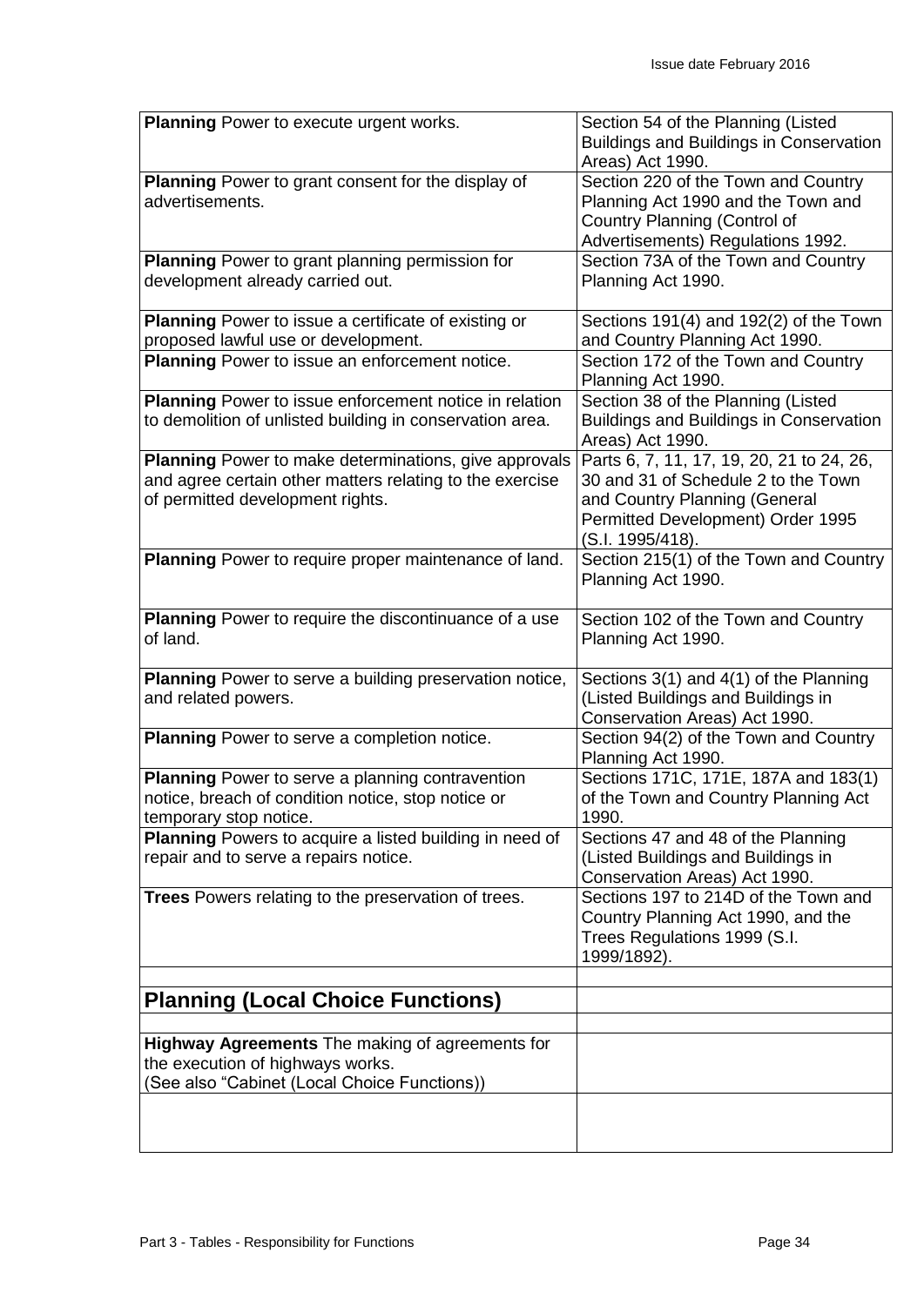| **Planning** Power to execute urgent works. | Section 54 of the Planning (Listed Buildings and Buildings in Conservation Areas) Act 1990. |
|---|---|
| **Planning** Power to grant consent for the display of advertisements. | Section 220 of the Town and Country Planning Act 1990 and the Town and Country Planning (Control of Advertisements) Regulations 1992. |
| **Planning** Power to grant planning permission for development already carried out. | Section 73A of the Town and Country Planning Act 1990. |
| **Planning** Power to issue a certificate of existing or proposed lawful use or development. | Sections 191(4) and 192(2) of the Town and Country Planning Act 1990. |
| **Planning** Power to issue an enforcement notice. | Section 172 of the Town and Country Planning Act 1990. |
| **Planning** Power to issue enforcement notice in relation to demolition of unlisted building in conservation area. | Section 38 of the Planning (Listed Buildings and Buildings in Conservation Areas) Act 1990. |
| **Planning** Power to make determinations, give approvals and agree certain other matters relating to the exercise of permitted development rights. | Parts 6, 7, 11, 17, 19, 20, 21 to 24, 26, 30 and 31 of Schedule 2 to the Town and Country Planning (General Permitted Development) Order 1995 (S.I. 1995/418). |
| **Planning** Power to require proper maintenance of land. | Section 215(1) of the Town and Country Planning Act 1990. |
| **Planning** Power to require the discontinuance of a use of land. | Section 102 of the Town and Country Planning Act 1990. |
| **Planning** Power to serve a building preservation notice, and related powers. | Sections 3(1) and 4(1) of the Planning (Listed Buildings and Buildings in Conservation Areas) Act 1990. |
| **Planning** Power to serve a completion notice. | Section 94(2) of the Town and Country Planning Act 1990. |
| **Planning** Power to serve a planning contravention notice, breach of condition notice, stop notice or temporary stop notice. | Sections 171C, 171E, 187A and 183(1) of the Town and Country Planning Act 1990. |
| **Planning** Powers to acquire a listed building in need of repair and to serve a repairs notice. | Sections 47 and 48 of the Planning (Listed Buildings and Buildings in Conservation Areas) Act 1990. |
| **Trees** Powers relating to the preservation of trees. | Sections 197 to 214D of the Town and Country Planning Act 1990, and the Trees Regulations 1999 (S.I. 1999/1892). |
| | |
| **Planning (Local Choice Functions)** | |
| | |
| **Highway Agreements** The making of agreements for the execution of highways works. (See also "Cabinet (Local Choice Functions)) | |
| | |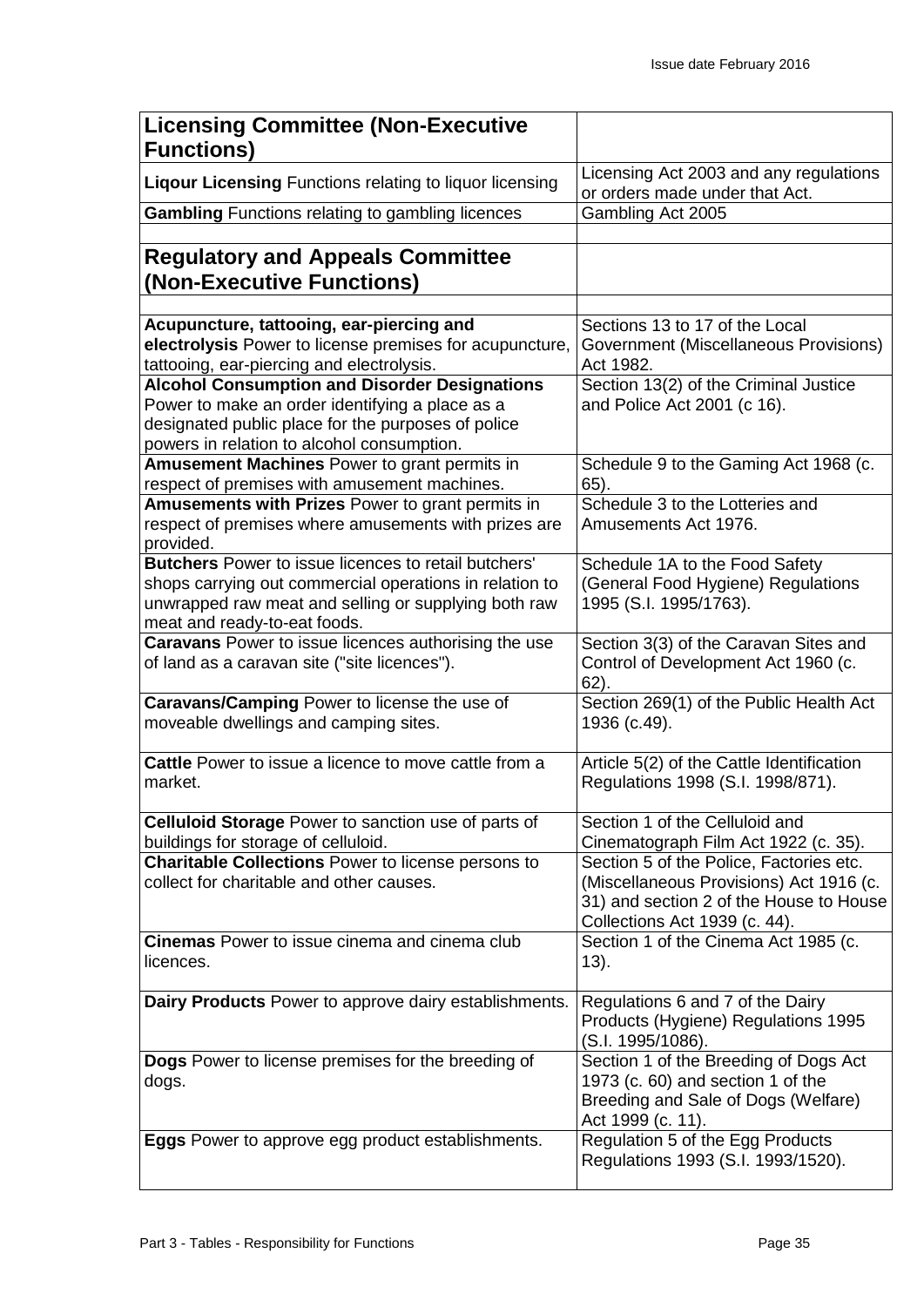| **Licensing Committee (Non-Executive Functions)** | |
|---|---|
| **Liqour Licensing** Functions relating to liquor licensing | Licensing Act 2003 and any regulations or orders made under that Act. |
| **Gambling** Functions relating to gambling licences | Gambling Act 2005 |
| | |
| **Regulatory and Appeals Committee (Non-Executive Functions)** | |
| | |
| **Acupuncture, tattooing, ear-piercing and electrolysis** Power to license premises for acupuncture, tattooing, ear-piercing and electrolysis. | Sections 13 to 17 of the Local Government (Miscellaneous Provisions) Act 1982. |
| **Alcohol Consumption and Disorder Designations** Power to make an order identifying a place as a designated public place for the purposes of police powers in relation to alcohol consumption. | Section 13(2) of the Criminal Justice and Police Act 2001 (c 16). |
| **Amusement Machines** Power to grant permits in respect of premises with amusement machines. | Schedule 9 to the Gaming Act 1968 (c. 65). |
| **Amusements with Prizes** Power to grant permits in respect of premises where amusements with prizes are provided. | Schedule 3 to the Lotteries and Amusements Act 1976. |
| **Butchers** Power to issue licences to retail butchers' shops carrying out commercial operations in relation to unwrapped raw meat and selling or supplying both raw meat and ready-to-eat foods. | Schedule 1A to the Food Safety (General Food Hygiene) Regulations 1995 (S.I. 1995/1763). |
| **Caravans** Power to issue licences authorising the use of land as a caravan site ("site licences"). | Section 3(3) of the Caravan Sites and Control of Development Act 1960 (c. 62). |
| **Caravans/Camping** Power to license the use of moveable dwellings and camping sites. | Section 269(1) of the Public Health Act 1936 (c.49). |
| **Cattle** Power to issue a licence to move cattle from a market. | Article 5(2) of the Cattle Identification Regulations 1998 (S.I. 1998/871). |
| **Celluloid Storage** Power to sanction use of parts of buildings for storage of celluloid. | Section 1 of the Celluloid and Cinematograph Film Act 1922 (c. 35). |
| **Charitable Collections** Power to license persons to collect for charitable and other causes. | Section 5 of the Police, Factories etc. (Miscellaneous Provisions) Act 1916 (c. 31) and section 2 of the House to House Collections Act 1939 (c. 44). |
| **Cinemas** Power to issue cinema and cinema club licences. | Section 1 of the Cinema Act 1985 (c. 13). |
| **Dairy Products** Power to approve dairy establishments. | Regulations 6 and 7 of the Dairy Products (Hygiene) Regulations 1995 (S.I. 1995/1086). |
| **Dogs** Power to license premises for the breeding of dogs. | Section 1 of the Breeding of Dogs Act 1973 (c. 60) and section 1 of the Breeding and Sale of Dogs (Welfare) Act 1999 (c. 11). |
| **Eggs** Power to approve egg product establishments. | Regulation 5 of the Egg Products Regulations 1993 (S.I. 1993/1520). |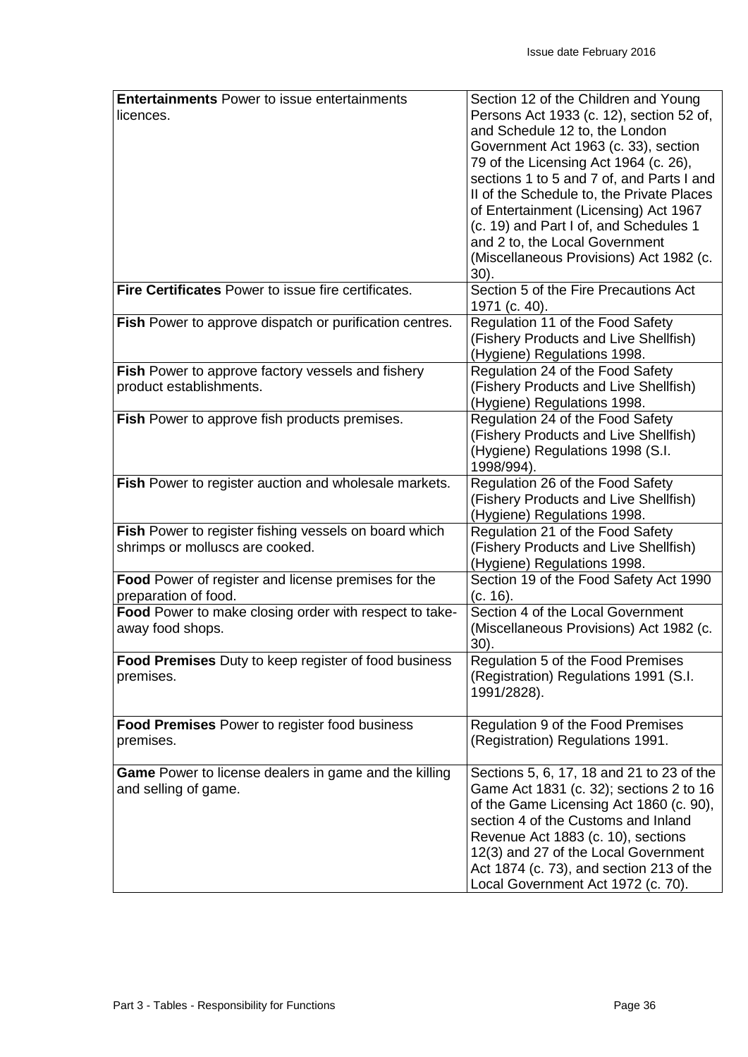| | |
|---|---|
| **Entertainments** Power to issue entertainments licences. | Section 12 of the Children and Young Persons Act 1933 (c. 12), section 52 of, and Schedule 12 to, the London Government Act 1963 (c. 33), section 79 of the Licensing Act 1964 (c. 26), sections 1 to 5 and 7 of, and Parts I and II of the Schedule to, the Private Places of Entertainment (Licensing) Act 1967 (c. 19) and Part I of, and Schedules 1 and 2 to, the Local Government (Miscellaneous Provisions) Act 1982 (c. 30). |
| **Fire Certificates** Power to issue fire certificates. | Section 5 of the Fire Precautions Act 1971 (c. 40). |
| **Fish** Power to approve dispatch or purification centres. | Regulation 11 of the Food Safety (Fishery Products and Live Shellfish) (Hygiene) Regulations 1998. |
| **Fish** Power to approve factory vessels and fishery product establishments. | Regulation 24 of the Food Safety (Fishery Products and Live Shellfish) (Hygiene) Regulations 1998. |
| **Fish** Power to approve fish products premises. | Regulation 24 of the Food Safety (Fishery Products and Live Shellfish) (Hygiene) Regulations 1998 (S.I. 1998/994). |
| **Fish** Power to register auction and wholesale markets. | Regulation 26 of the Food Safety (Fishery Products and Live Shellfish) (Hygiene) Regulations 1998. |
| **Fish** Power to register fishing vessels on board which shrimps or molluscs are cooked. | Regulation 21 of the Food Safety (Fishery Products and Live Shellfish) (Hygiene) Regulations 1998. |
| **Food** Power of register and license premises for the preparation of food. | Section 19 of the Food Safety Act 1990 (c. 16). |
| **Food** Power to make closing order with respect to take-away food shops. | Section 4 of the Local Government (Miscellaneous Provisions) Act 1982 (c. 30). |
| **Food Premises** Duty to keep register of food business premises. | Regulation 5 of the Food Premises (Registration) Regulations 1991 (S.I. 1991/2828). |
| **Food Premises** Power to register food business premises. | Regulation 9 of the Food Premises (Registration) Regulations 1991. |
| **Game** Power to license dealers in game and the killing and selling of game. | Sections 5, 6, 17, 18 and 21 to 23 of the Game Act 1831 (c. 32); sections 2 to 16 of the Game Licensing Act 1860 (c. 90), section 4 of the Customs and Inland Revenue Act 1883 (c. 10), sections 12(3) and 27 of the Local Government Act 1874 (c. 73), and section 213 of the Local Government Act 1972 (c. 70). |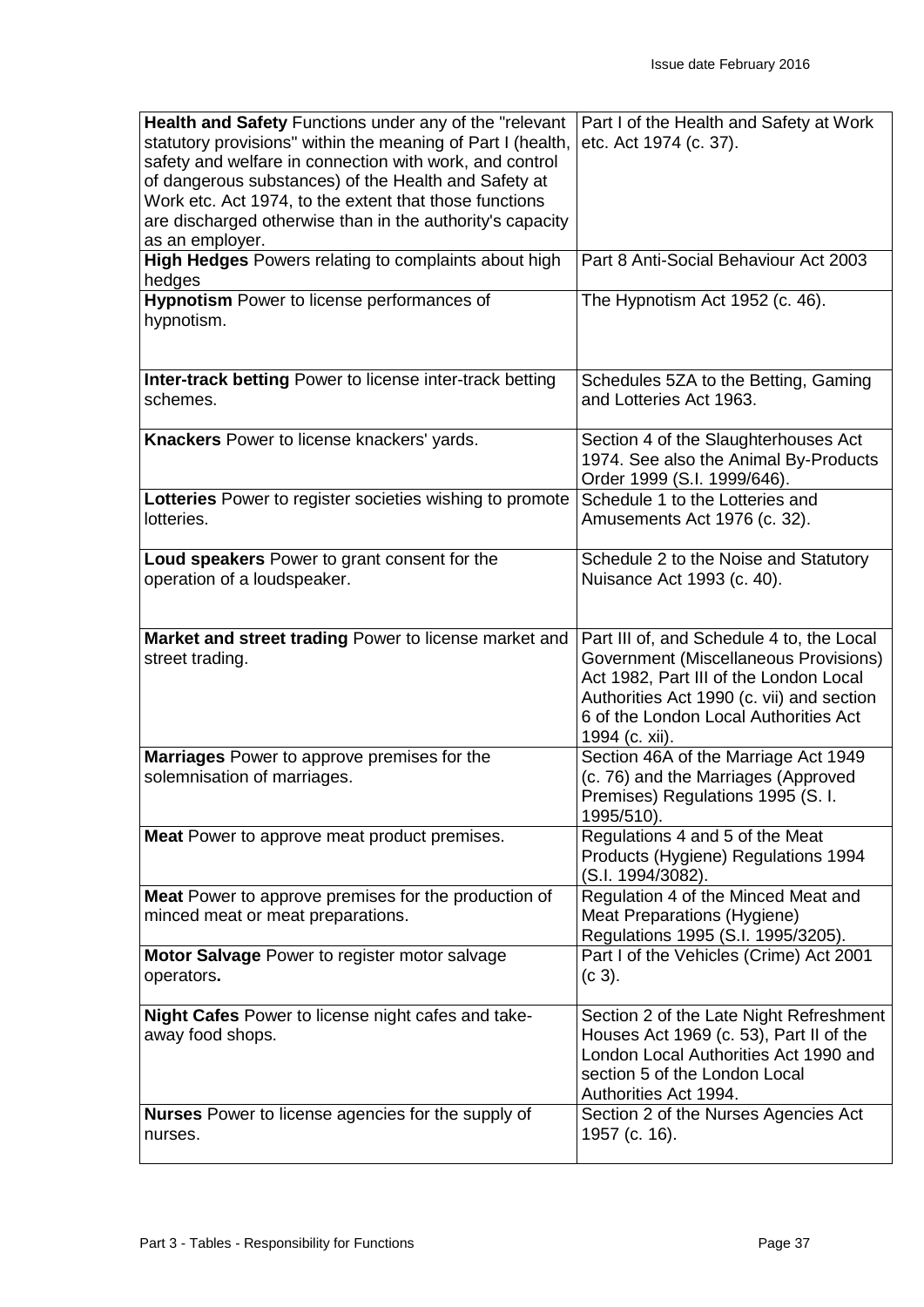| | |
|---|---|
| **Health and Safety** Functions under any of the "relevant statutory provisions" within the meaning of Part I (health, safety and welfare in connection with work, and control of dangerous substances) of the Health and Safety at Work etc. Act 1974, to the extent that those functions are discharged otherwise than in the authority's capacity as an employer. | Part I of the Health and Safety at Work etc. Act 1974 (c. 37). |
| **High Hedges** Powers relating to complaints about high hedges | Part 8 Anti-Social Behaviour Act 2003 |
| **Hypnotism** Power to license performances of hypnotism. | The Hypnotism Act 1952 (c. 46). |
| **Inter-track betting** Power to license inter-track betting schemes. | Schedules 5ZA to the Betting, Gaming and Lotteries Act 1963. |
| **Knackers** Power to license knackers' yards. | Section 4 of the Slaughterhouses Act 1974. See also the Animal By-Products Order 1999 (S.I. 1999/646). |
| **Lotteries** Power to register societies wishing to promote lotteries. | Schedule 1 to the Lotteries and Amusements Act 1976 (c. 32). |
| **Loud speakers** Power to grant consent for the operation of a loudspeaker. | Schedule 2 to the Noise and Statutory Nuisance Act 1993 (c. 40). |
| **Market and street trading** Power to license market and street trading. | Part III of, and Schedule 4 to, the Local Government (Miscellaneous Provisions) Act 1982, Part III of the London Local Authorities Act 1990 (c. vii) and section 6 of the London Local Authorities Act 1994 (c. xii). |
| **Marriages** Power to approve premises for the solemnisation of marriages. | Section 46A of the Marriage Act 1949 (c. 76) and the Marriages (Approved Premises) Regulations 1995 (S. I. 1995/510). |
| **Meat** Power to approve meat product premises. | Regulations 4 and 5 of the Meat Products (Hygiene) Regulations 1994 (S.I. 1994/3082). |
| **Meat** Power to approve premises for the production of minced meat or meat preparations. | Regulation 4 of the Minced Meat and Meat Preparations (Hygiene) Regulations 1995 (S.I. 1995/3205). |
| **Motor Salvage** Power to register motor salvage operators**.** | Part I of the Vehicles (Crime) Act 2001 (c 3). |
| **Night Cafes** Power to license night cafes and take-away food shops. | Section 2 of the Late Night Refreshment Houses Act 1969 (c. 53), Part II of the London Local Authorities Act 1990 and section 5 of the London Local Authorities Act 1994. |
| **Nurses** Power to license agencies for the supply of nurses. | Section 2 of the Nurses Agencies Act 1957 (c. 16). |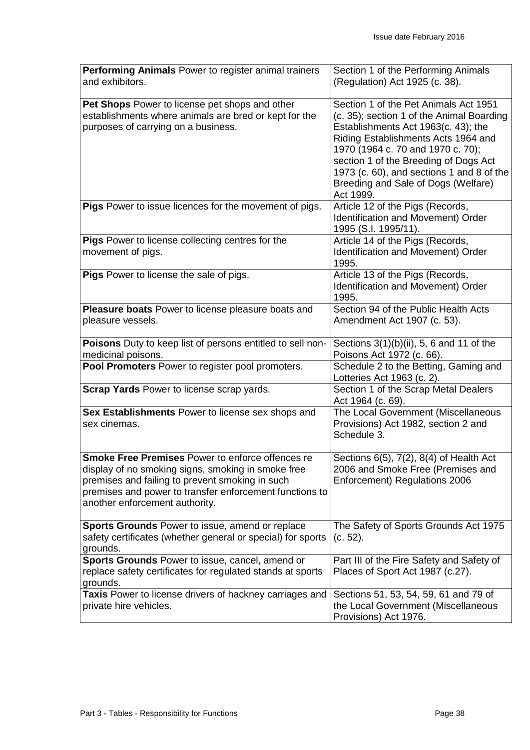| | |
|---|---|
| **Performing Animals** Power to register animal trainers and exhibitors. | Section 1 of the Performing Animals (Regulation) Act 1925 (c. 38). |
| **Pet Shops** Power to license pet shops and other establishments where animals are bred or kept for the purposes of carrying on a business. | Section 1 of the Pet Animals Act 1951 (c. 35); section 1 of the Animal Boarding Establishments Act 1963(c. 43); the Riding Establishments Acts 1964 and 1970 (1964 c. 70 and 1970 c. 70); section 1 of the Breeding of Dogs Act 1973 (c. 60), and sections 1 and 8 of the Breeding and Sale of Dogs (Welfare) Act 1999. |
| **Pigs** Power to issue licences for the movement of pigs. | Article 12 of the Pigs (Records, Identification and Movement) Order 1995 (S.I. 1995/11). |
| **Pigs** Power to license collecting centres for the movement of pigs. | Article 14 of the Pigs (Records, Identification and Movement) Order 1995. |
| **Pigs** Power to license the sale of pigs. | Article 13 of the Pigs (Records, Identification and Movement) Order 1995. |
| **Pleasure boats** Power to license pleasure boats and pleasure vessels. | Section 94 of the Public Health Acts Amendment Act 1907 (c. 53). |
| **Poisons** Duty to keep list of persons entitled to sell non-medicinal poisons. | Sections 3(1)(b)(ii), 5, 6 and 11 of the Poisons Act 1972 (c. 66). |
| **Pool Promoters** Power to register pool promoters. | Schedule 2 to the Betting, Gaming and Lotteries Act 1963 (c. 2). |
| **Scrap Yards** Power to license scrap yards. | Section 1 of the Scrap Metal Dealers Act 1964 (c. 69). |
| **Sex Establishments** Power to license sex shops and sex cinemas. | The Local Government (Miscellaneous Provisions) Act 1982, section 2 and Schedule 3. |
| **Smoke Free Premises** Power to enforce offences re display of no smoking signs, smoking in smoke free premises and failing to prevent smoking in such premises and power to transfer enforcement functions to another enforcement authority. | Sections 6(5), 7(2), 8(4) of Health Act 2006 and Smoke Free (Premises and Enforcement) Regulations 2006 |
| **Sports Grounds** Power to issue, amend or replace safety certificates (whether general or special) for sports grounds. | The Safety of Sports Grounds Act 1975 (c. 52). |
| **Sports Grounds** Power to issue, cancel, amend or replace safety certificates for regulated stands at sports grounds. | Part III of the Fire Safety and Safety of Places of Sport Act 1987 (c.27). |
| **Taxis** Power to license drivers of hackney carriages and private hire vehicles. | Sections 51, 53, 54, 59, 61 and 79 of the Local Government (Miscellaneous Provisions) Act 1976. |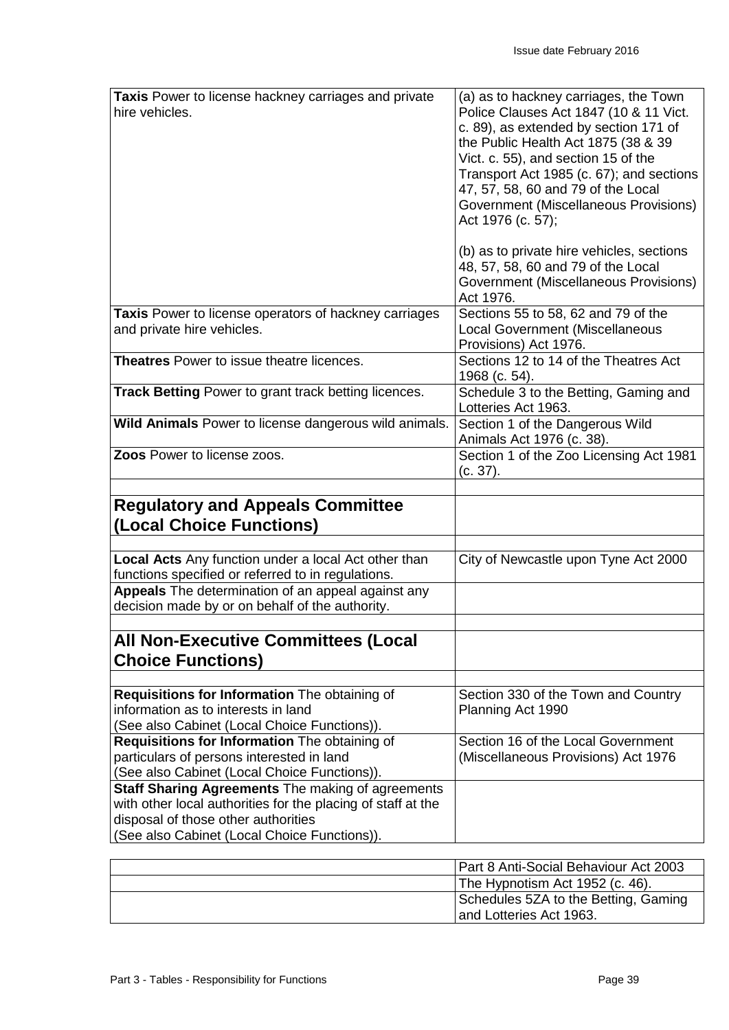| | |
|---|---|
| **Taxis** Power to license hackney carriages and private hire vehicles. | (a) as to hackney carriages, the Town Police Clauses Act 1847 (10 & 11 Vict. c. 89), as extended by section 171 of the Public Health Act 1875 (38 & 39 Vict. c. 55), and section 15 of the Transport Act 1985 (c. 67); and sections 47, 57, 58, 60 and 79 of the Local Government (Miscellaneous Provisions) Act 1976 (c. 57);<br><br>(b) as to private hire vehicles, sections 48, 57, 58, 60 and 79 of the Local Government (Miscellaneous Provisions) Act 1976. |
| **Taxis** Power to license operators of hackney carriages and private hire vehicles. | Sections 55 to 58, 62 and 79 of the Local Government (Miscellaneous Provisions) Act 1976. |
| **Theatres** Power to issue theatre licences. | Sections 12 to 14 of the Theatres Act 1968 (c. 54). |
| **Track Betting** Power to grant track betting licences. | Schedule 3 to the Betting, Gaming and Lotteries Act 1963. |
| **Wild Animals** Power to license dangerous wild animals. | Section 1 of the Dangerous Wild Animals Act 1976 (c. 38). |
| **Zoos** Power to license zoos. | Section 1 of the Zoo Licensing Act 1981 (c. 37). |
| | |
| **Regulatory and Appeals Committee (Local Choice Functions)** | |
| | |
| **Local Acts** Any function under a local Act other than functions specified or referred to in regulations. | City of Newcastle upon Tyne Act 2000 |
| **Appeals** The determination of an appeal against any decision made by or on behalf of the authority. | |
| | |
| **All Non-Executive Committees (Local Choice Functions)** | |
| | |
| **Requisitions for Information** The obtaining of information as to interests in land (See also Cabinet (Local Choice Functions)). | Section 330 of the Town and Country Planning Act 1990 |
| **Requisitions for Information** The obtaining of particulars of persons interested in land (See also Cabinet (Local Choice Functions)). | Section 16 of the Local Government (Miscellaneous Provisions) Act 1976 |
| **Staff Sharing Agreements** The making of agreements with other local authorities for the placing of staff at the disposal of those other authorities (See also Cabinet (Local Choice Functions)). | |

| | |
|---|---|
| | Part 8 Anti-Social Behaviour Act 2003 |
| | The Hypnotism Act 1952 (c. 46). |
| | Schedules 5ZA to the Betting, Gaming and Lotteries Act 1963. |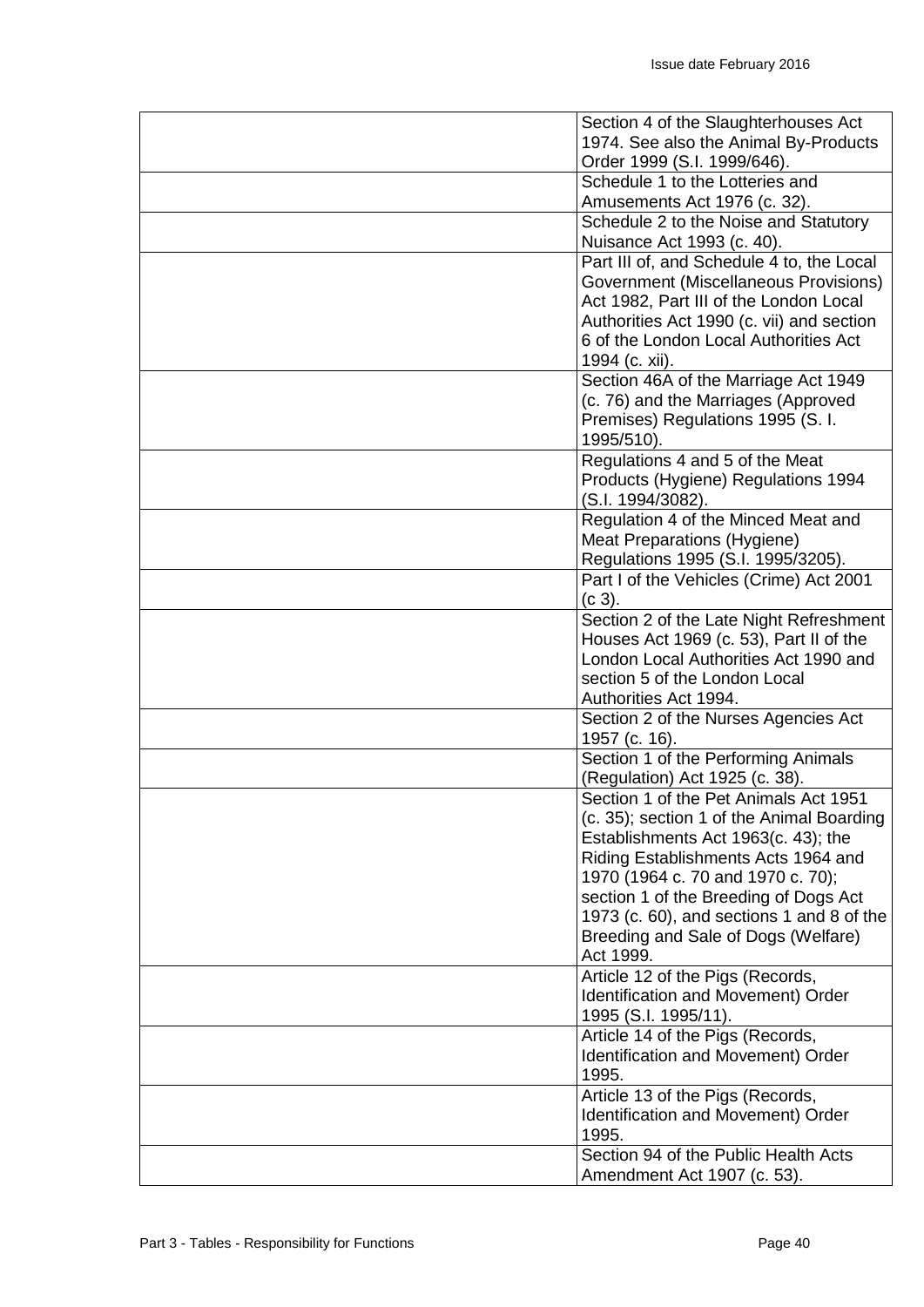| | |
|---|---|
| | Section 4 of the Slaughterhouses Act 1974. See also the Animal By-Products Order 1999 (S.I. 1999/646). |
| | Schedule 1 to the Lotteries and Amusements Act 1976 (c. 32). |
| | Schedule 2 to the Noise and Statutory Nuisance Act 1993 (c. 40). |
| | Part III of, and Schedule 4 to, the Local Government (Miscellaneous Provisions) Act 1982, Part III of the London Local Authorities Act 1990 (c. vii) and section 6 of the London Local Authorities Act 1994 (c. xii). |
| | Section 46A of the Marriage Act 1949 (c. 76) and the Marriages (Approved Premises) Regulations 1995 (S. I. 1995/510). |
| | Regulations 4 and 5 of the Meat Products (Hygiene) Regulations 1994 (S.I. 1994/3082). |
| | Regulation 4 of the Minced Meat and Meat Preparations (Hygiene) Regulations 1995 (S.I. 1995/3205). |
| | Part I of the Vehicles (Crime) Act 2001 (c 3). |
| | Section 2 of the Late Night Refreshment Houses Act 1969 (c. 53), Part II of the London Local Authorities Act 1990 and section 5 of the London Local Authorities Act 1994. |
| | Section 2 of the Nurses Agencies Act 1957 (c. 16). |
| | Section 1 of the Performing Animals (Regulation) Act 1925 (c. 38). |
| | Section 1 of the Pet Animals Act 1951 (c. 35); section 1 of the Animal Boarding Establishments Act 1963(c. 43); the Riding Establishments Acts 1964 and 1970 (1964 c. 70 and 1970 c. 70); section 1 of the Breeding of Dogs Act 1973 (c. 60), and sections 1 and 8 of the Breeding and Sale of Dogs (Welfare) Act 1999. |
| | Article 12 of the Pigs (Records, Identification and Movement) Order 1995 (S.I. 1995/11). |
| | Article 14 of the Pigs (Records, Identification and Movement) Order 1995. |
| | Article 13 of the Pigs (Records, Identification and Movement) Order 1995. |
| | Section 94 of the Public Health Acts Amendment Act 1907 (c. 53). |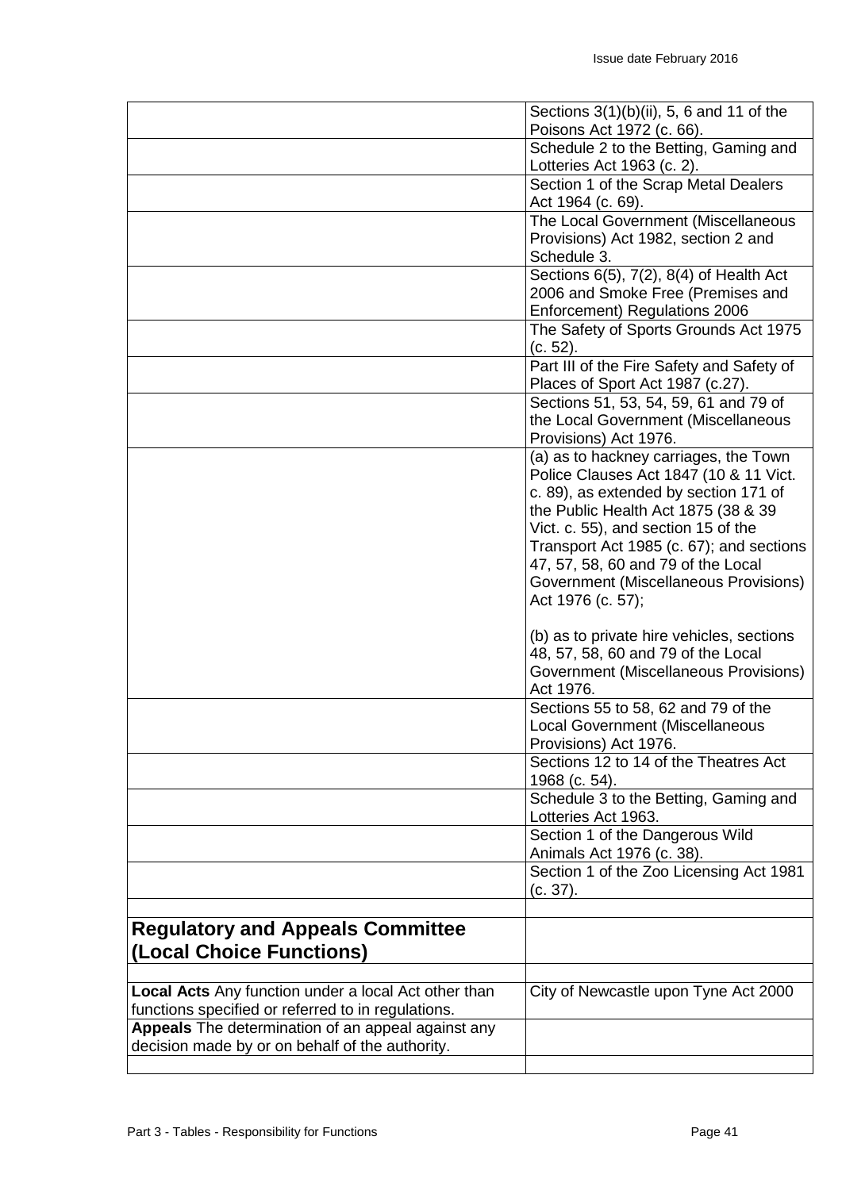| | |
|---|---|
| | Sections 3(1)(b)(ii), 5, 6 and 11 of the Poisons Act 1972 (c. 66). |
| | Schedule 2 to the Betting, Gaming and Lotteries Act 1963 (c. 2). |
| | Section 1 of the Scrap Metal Dealers Act 1964 (c. 69). |
| | The Local Government (Miscellaneous Provisions) Act 1982, section 2 and Schedule 3. |
| | Sections 6(5), 7(2), 8(4) of Health Act 2006 and Smoke Free (Premises and Enforcement) Regulations 2006 |
| | The Safety of Sports Grounds Act 1975 (c. 52). |
| | Part III of the Fire Safety and Safety of Places of Sport Act 1987 (c.27). |
| | Sections 51, 53, 54, 59, 61 and 79 of the Local Government (Miscellaneous Provisions) Act 1976. |
| | (a) as to hackney carriages, the Town Police Clauses Act 1847 (10 & 11 Vict. c. 89), as extended by section 171 of the Public Health Act 1875 (38 & 39 Vict. c. 55), and section 15 of the Transport Act 1985 (c. 67); and sections 47, 57, 58, 60 and 79 of the Local Government (Miscellaneous Provisions) Act 1976 (c. 57);<br><br>(b) as to private hire vehicles, sections 48, 57, 58, 60 and 79 of the Local Government (Miscellaneous Provisions) Act 1976. |
| | Sections 55 to 58, 62 and 79 of the Local Government (Miscellaneous Provisions) Act 1976. |
| | Sections 12 to 14 of the Theatres Act 1968 (c. 54). |
| | Schedule 3 to the Betting, Gaming and Lotteries Act 1963. |
| | Section 1 of the Dangerous Wild Animals Act 1976 (c. 38). |
| | Section 1 of the Zoo Licensing Act 1981 (c. 37). |
| | |
| **Regulatory and Appeals Committee (Local Choice Functions)** | |
| | |
| **Local Acts** Any function under a local Act other than functions specified or referred to in regulations. | City of Newcastle upon Tyne Act 2000 |
| **Appeals** The determination of an appeal against any decision made by or on behalf of the authority. | |
| | |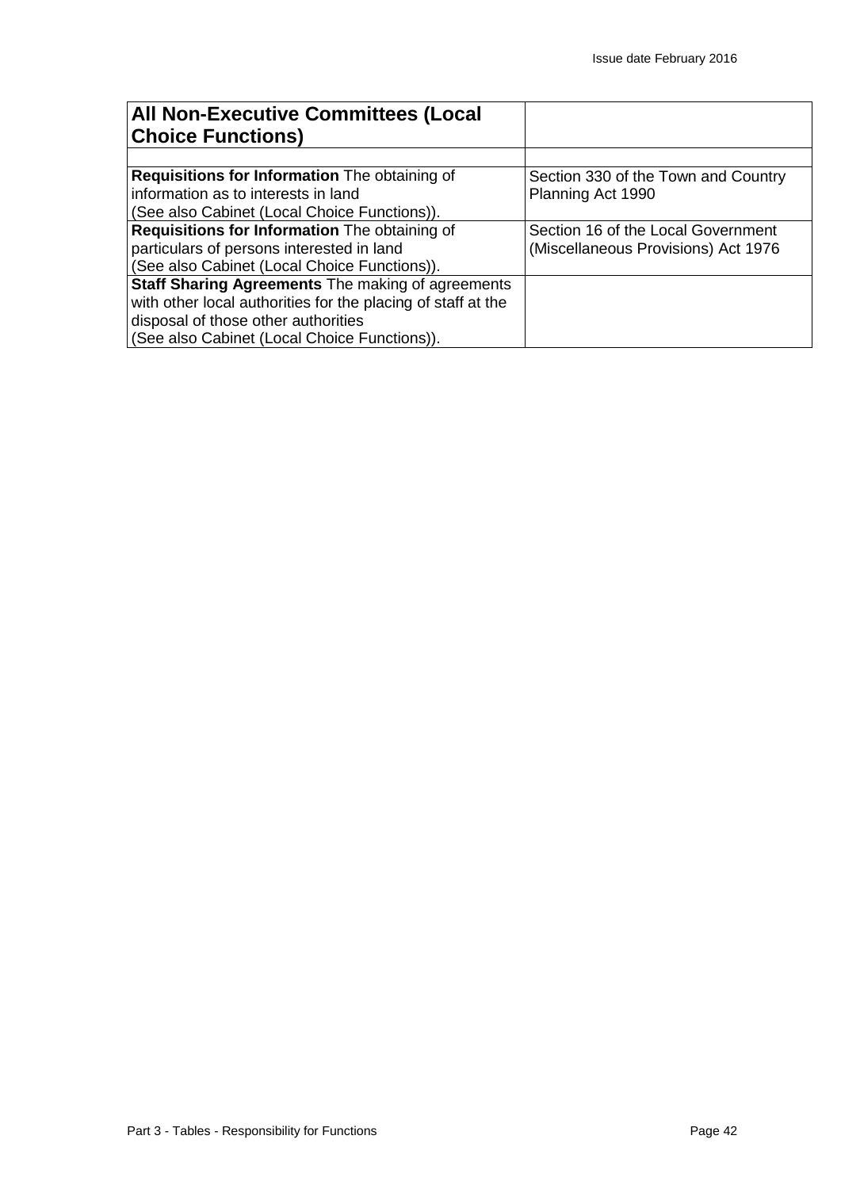| All Non-Executive Committees (Local Choice Functions) | |
|---|---|
| | |
| **Requisitions for Information** The obtaining of information as to interests in land (See also Cabinet (Local Choice Functions)). | Section 330 of the Town and Country Planning Act 1990 |
| **Requisitions for Information** The obtaining of particulars of persons interested in land (See also Cabinet (Local Choice Functions)). | Section 16 of the Local Government (Miscellaneous Provisions) Act 1976 |
| **Staff Sharing Agreements** The making of agreements with other local authorities for the placing of staff at the disposal of those other authorities (See also Cabinet (Local Choice Functions)). | |